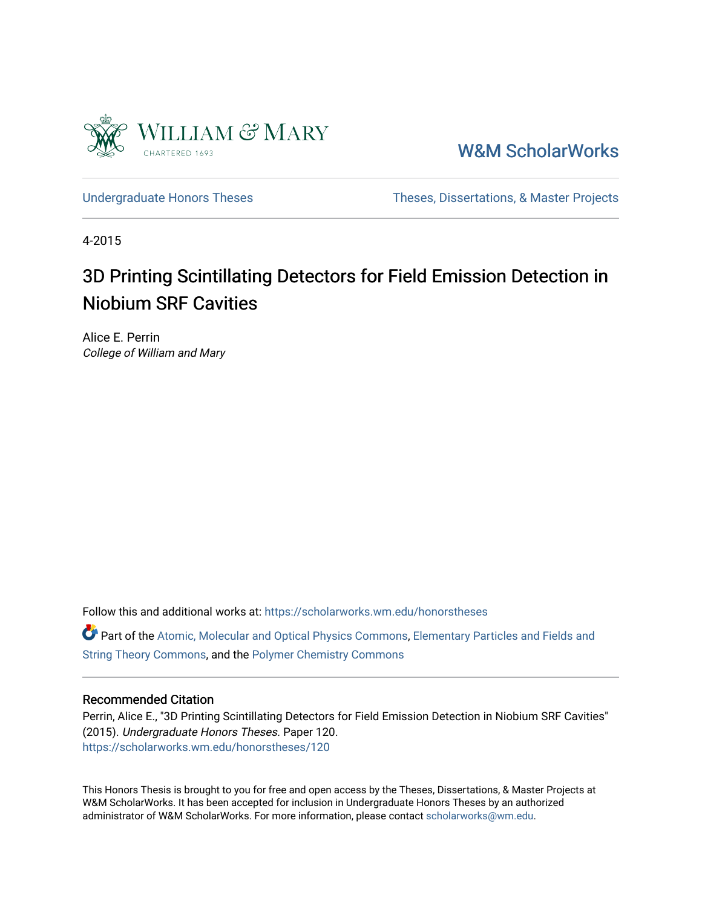William & Mary
CHARTERED 1693

W&M ScholarWorks

Undergraduate Honors Theses | Theses, Dissertations, & Master Projects

4-2015

# 3D Printing Scintillating Detectors for Field Emission Detection in Niobium SRF Cavities

Alice E. Perrin
*College of William and Mary*

Follow this and additional works at: https://scholarworks.wm.edu/honorstheses

Part of the Atomic, Molecular and Optical Physics Commons, Elementary Particles and Fields and String Theory Commons, and the Polymer Chemistry Commons

## Recommended Citation

Perrin, Alice E., "3D Printing Scintillating Detectors for Field Emission Detection in Niobium SRF Cavities" (2015). *Undergraduate Honors Theses.* Paper 120.
https://scholarworks.wm.edu/honorstheses/120

This Honors Thesis is brought to you for free and open access by the Theses, Dissertations, & Master Projects at W&M ScholarWorks. It has been accepted for inclusion in Undergraduate Honors Theses by an authorized administrator of W&M ScholarWorks. For more information, please contact scholarworks@wm.edu.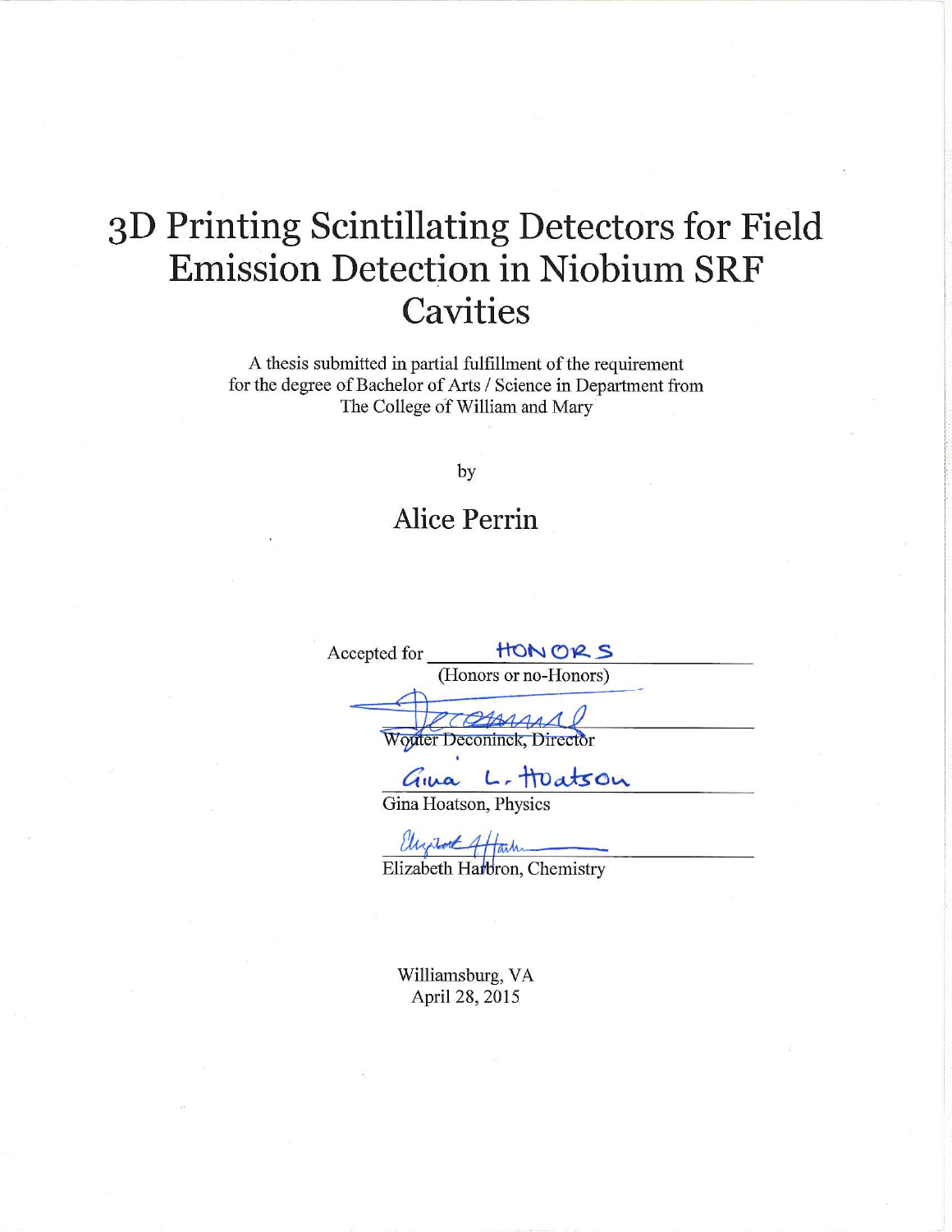# 3D Printing Scintillating Detectors for Field Emission Detection in Niobium SRF Cavities

A thesis submitted in partial fulfillment of the requirement for the degree of Bachelor of Arts / Science in Department from The College of William and Mary

by

## Alice Perrin

Accepted for HONORS
(Honors or no-Honors)

Wouter Deconinck, Director

Gina Hoatson, Physics

Elizabeth Harbron, Chemistry

Williamsburg, VA
April 28, 2015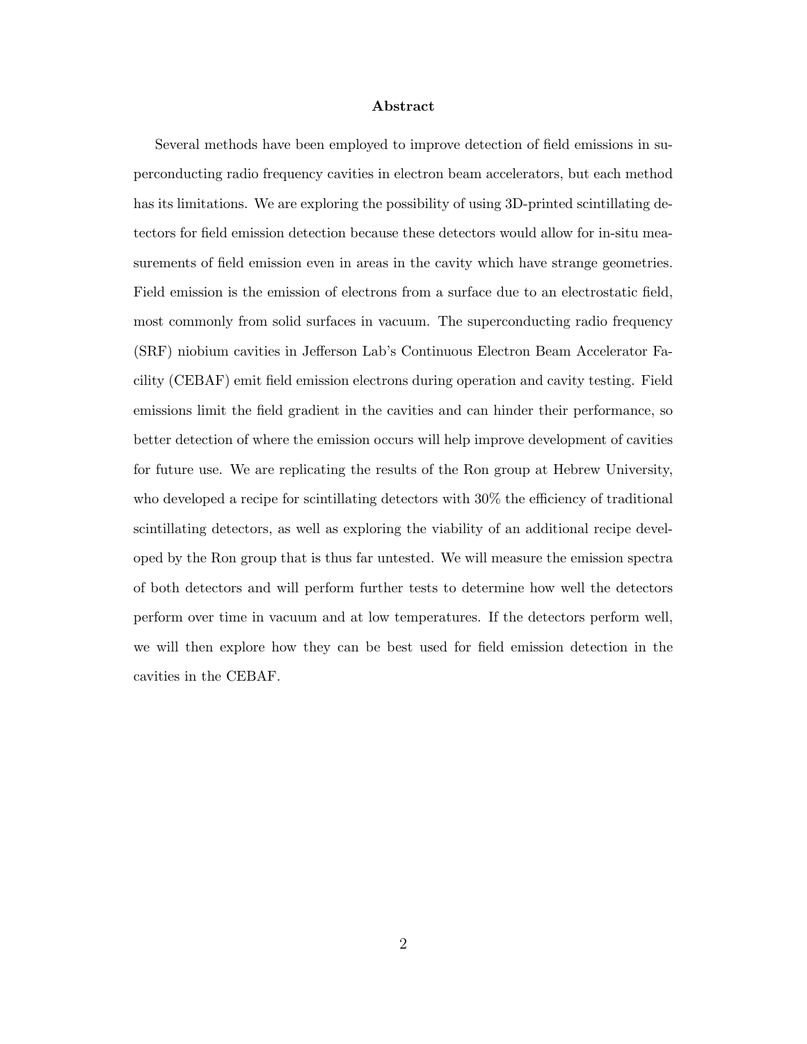# Abstract

Several methods have been employed to improve detection of field emissions in superconducting radio frequency cavities in electron beam accelerators, but each method has its limitations. We are exploring the possibility of using 3D-printed scintillating detectors for field emission detection because these detectors would allow for in-situ measurements of field emission even in areas in the cavity which have strange geometries. Field emission is the emission of electrons from a surface due to an electrostatic field, most commonly from solid surfaces in vacuum. The superconducting radio frequency (SRF) niobium cavities in Jefferson Lab's Continuous Electron Beam Accelerator Facility (CEBAF) emit field emission electrons during operation and cavity testing. Field emissions limit the field gradient in the cavities and can hinder their performance, so better detection of where the emission occurs will help improve development of cavities for future use. We are replicating the results of the Ron group at Hebrew University, who developed a recipe for scintillating detectors with 30% the efficiency of traditional scintillating detectors, as well as exploring the viability of an additional recipe developed by the Ron group that is thus far untested. We will measure the emission spectra of both detectors and will perform further tests to determine how well the detectors perform over time in vacuum and at low temperatures. If the detectors perform well, we will then explore how they can be best used for field emission detection in the cavities in the CEBAF.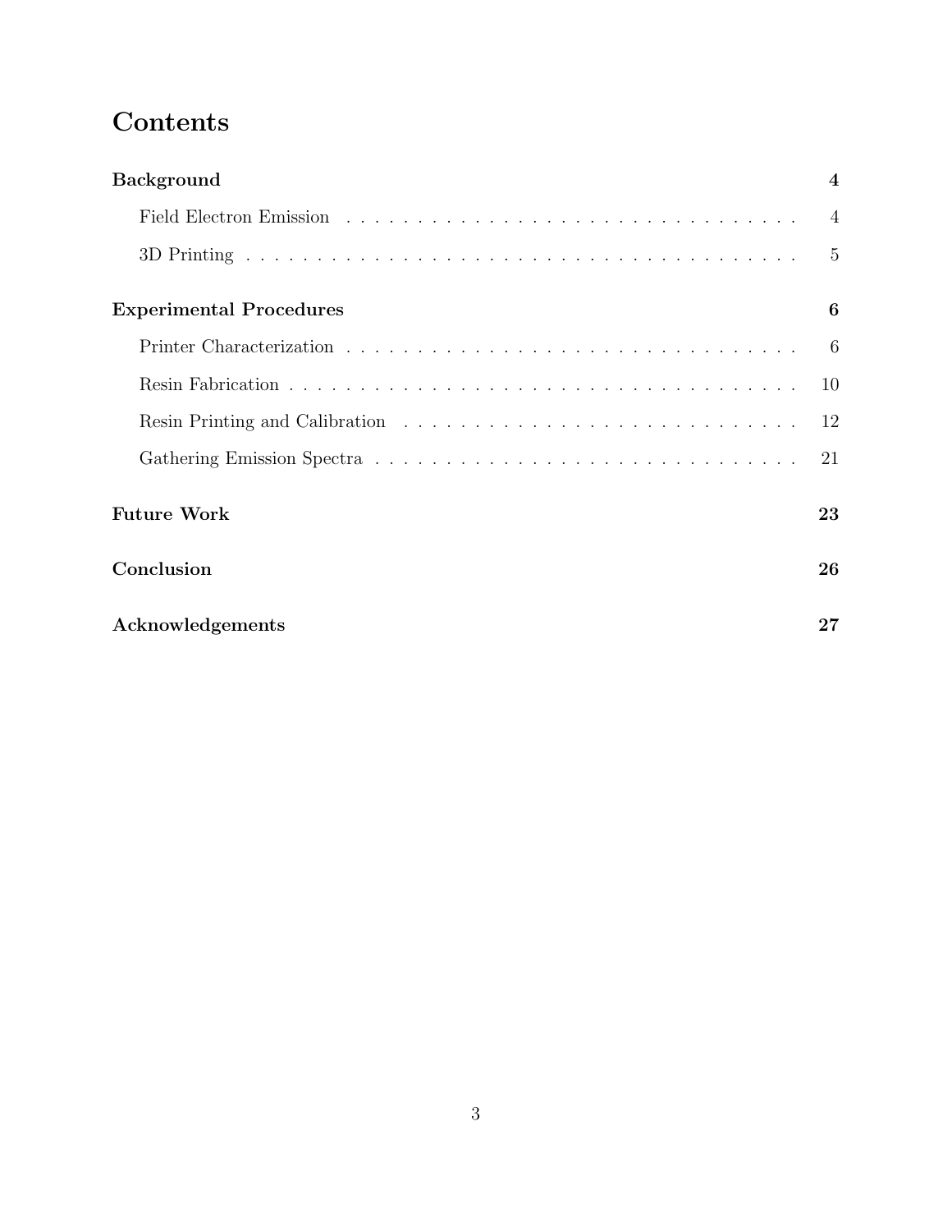# Contents

**Background** — 4

- Field Electron Emission — 4
- 3D Printing — 5

**Experimental Procedures** — 6

- Printer Characterization — 6
- Resin Fabrication — 10
- Resin Printing and Calibration — 12
- Gathering Emission Spectra — 21

**Future Work** — 23

**Conclusion** — 26

**Acknowledgements** — 27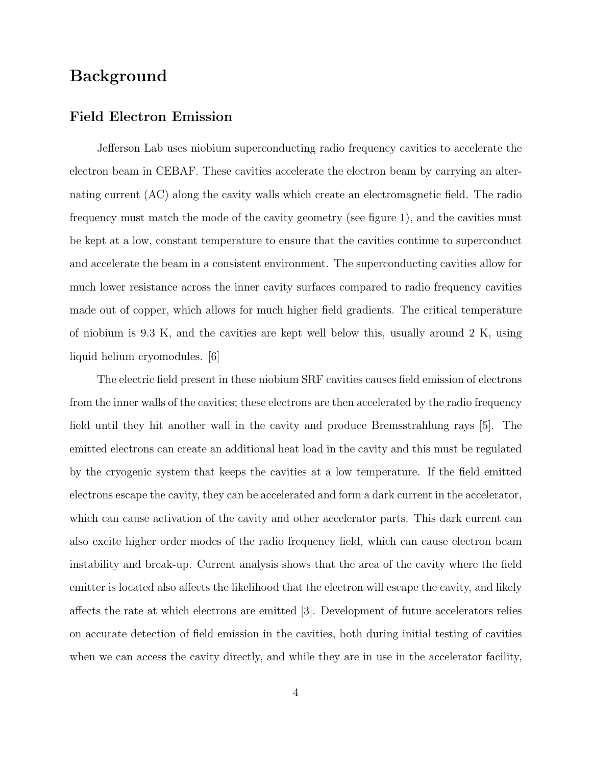# Background

## Field Electron Emission

Jefferson Lab uses niobium superconducting radio frequency cavities to accelerate the electron beam in CEBAF. These cavities accelerate the electron beam by carrying an alternating current (AC) along the cavity walls which create an electromagnetic field. The radio frequency must match the mode of the cavity geometry (see figure 1), and the cavities must be kept at a low, constant temperature to ensure that the cavities continue to superconduct and accelerate the beam in a consistent environment. The superconducting cavities allow for much lower resistance across the inner cavity surfaces compared to radio frequency cavities made out of copper, which allows for much higher field gradients. The critical temperature of niobium is 9.3 K, and the cavities are kept well below this, usually around 2 K, using liquid helium cryomodules. [6]

The electric field present in these niobium SRF cavities causes field emission of electrons from the inner walls of the cavities; these electrons are then accelerated by the radio frequency field until they hit another wall in the cavity and produce Bremsstrahlung rays [5]. The emitted electrons can create an additional heat load in the cavity and this must be regulated by the cryogenic system that keeps the cavities at a low temperature. If the field emitted electrons escape the cavity, they can be accelerated and form a dark current in the accelerator, which can cause activation of the cavity and other accelerator parts. This dark current can also excite higher order modes of the radio frequency field, which can cause electron beam instability and break-up. Current analysis shows that the area of the cavity where the field emitter is located also affects the likelihood that the electron will escape the cavity, and likely affects the rate at which electrons are emitted [3]. Development of future accelerators relies on accurate detection of field emission in the cavities, both during initial testing of cavities when we can access the cavity directly, and while they are in use in the accelerator facility,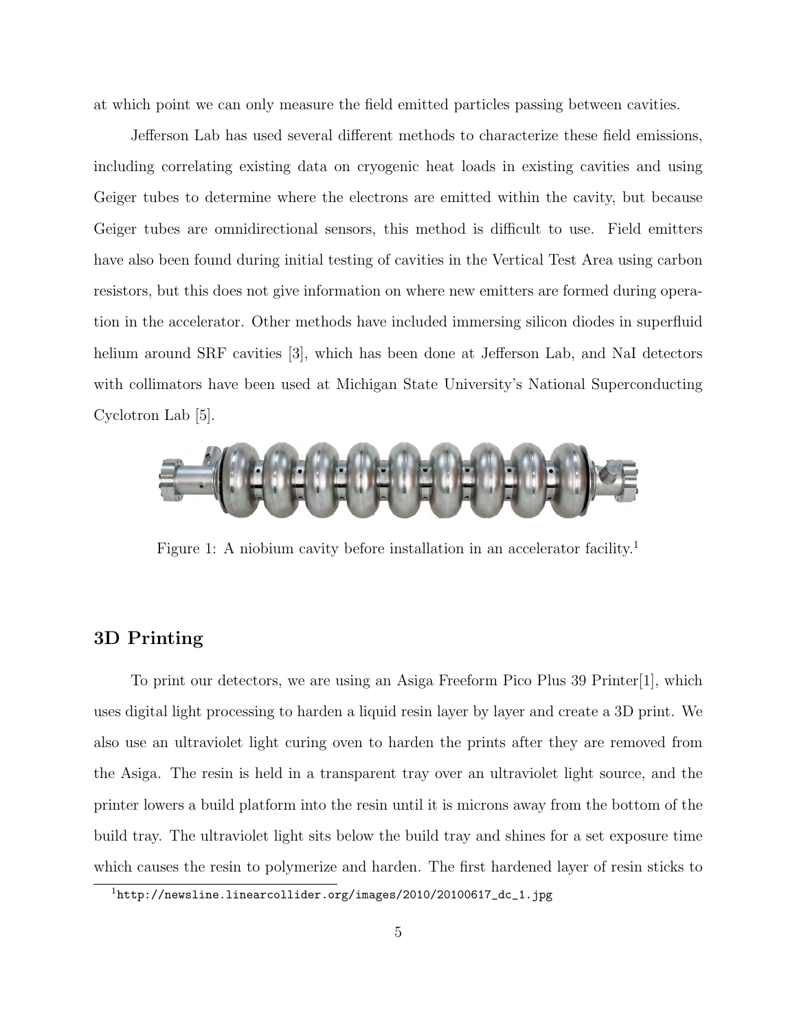at which point we can only measure the field emitted particles passing between cavities.

Jefferson Lab has used several different methods to characterize these field emissions, including correlating existing data on cryogenic heat loads in existing cavities and using Geiger tubes to determine where the electrons are emitted within the cavity, but because Geiger tubes are omnidirectional sensors, this method is difficult to use. Field emitters have also been found during initial testing of cavities in the Vertical Test Area using carbon resistors, but this does not give information on where new emitters are formed during operation in the accelerator. Other methods have included immersing silicon diodes in superfluid helium around SRF cavities [3], which has been done at Jefferson Lab, and NaI detectors with collimators have been used at Michigan State University's National Superconducting Cyclotron Lab [5].

Figure 1: A niobium cavity before installation in an accelerator facility.[1]

## 3D Printing

To print our detectors, we are using an Asiga Freeform Pico Plus 39 Printer[1], which uses digital light processing to harden a liquid resin layer by layer and create a 3D print. We also use an ultraviolet light curing oven to harden the prints after they are removed from the Asiga. The resin is held in a transparent tray over an ultraviolet light source, and the printer lowers a build platform into the resin until it is microns away from the bottom of the build tray. The ultraviolet light sits below the build tray and shines for a set exposure time which causes the resin to polymerize and harden. The first hardened layer of resin sticks to

[1] http://newsline.linearcollider.org/images/2010/20100617_dc_1.jpg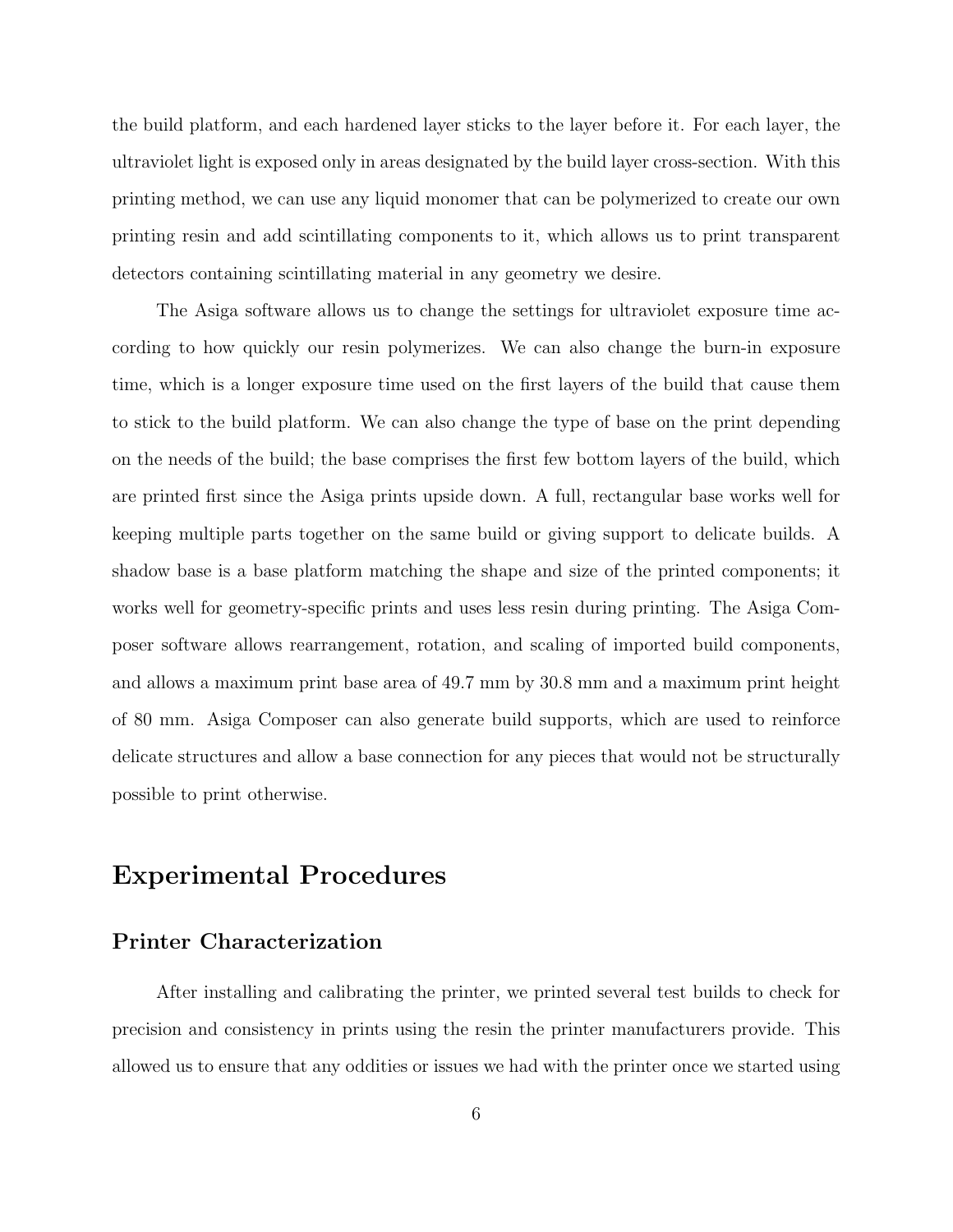the build platform, and each hardened layer sticks to the layer before it. For each layer, the ultraviolet light is exposed only in areas designated by the build layer cross-section. With this printing method, we can use any liquid monomer that can be polymerized to create our own printing resin and add scintillating components to it, which allows us to print transparent detectors containing scintillating material in any geometry we desire.

The Asiga software allows us to change the settings for ultraviolet exposure time according to how quickly our resin polymerizes. We can also change the burn-in exposure time, which is a longer exposure time used on the first layers of the build that cause them to stick to the build platform. We can also change the type of base on the print depending on the needs of the build; the base comprises the first few bottom layers of the build, which are printed first since the Asiga prints upside down. A full, rectangular base works well for keeping multiple parts together on the same build or giving support to delicate builds. A shadow base is a base platform matching the shape and size of the printed components; it works well for geometry-specific prints and uses less resin during printing. The Asiga Composer software allows rearrangement, rotation, and scaling of imported build components, and allows a maximum print base area of 49.7 mm by 30.8 mm and a maximum print height of 80 mm. Asiga Composer can also generate build supports, which are used to reinforce delicate structures and allow a base connection for any pieces that would not be structurally possible to print otherwise.

# Experimental Procedures

## Printer Characterization

After installing and calibrating the printer, we printed several test builds to check for precision and consistency in prints using the resin the printer manufacturers provide. This allowed us to ensure that any oddities or issues we had with the printer once we started using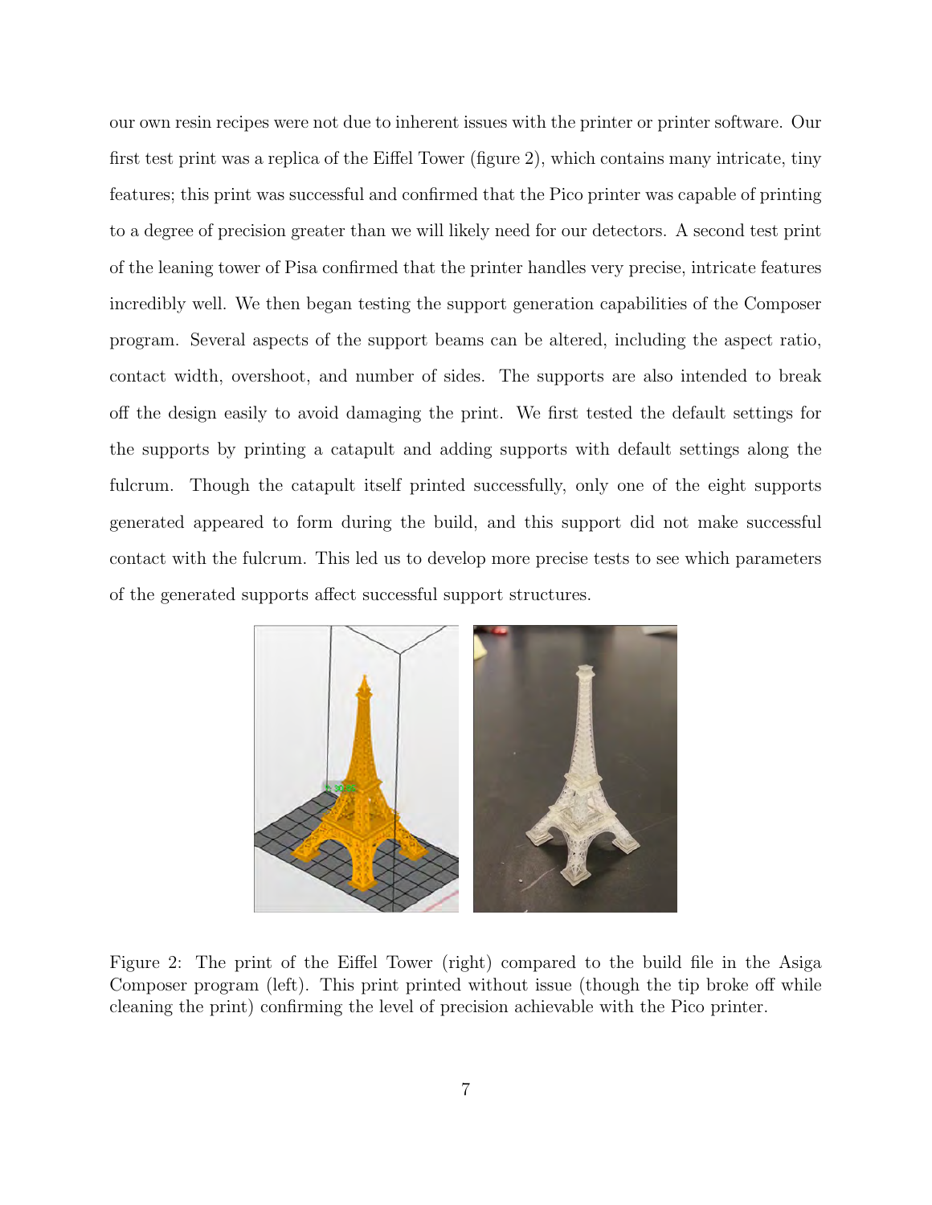our own resin recipes were not due to inherent issues with the printer or printer software. Our first test print was a replica of the Eiffel Tower (figure 2), which contains many intricate, tiny features; this print was successful and confirmed that the Pico printer was capable of printing to a degree of precision greater than we will likely need for our detectors. A second test print of the leaning tower of Pisa confirmed that the printer handles very precise, intricate features incredibly well. We then began testing the support generation capabilities of the Composer program. Several aspects of the support beams can be altered, including the aspect ratio, contact width, overshoot, and number of sides. The supports are also intended to break off the design easily to avoid damaging the print. We first tested the default settings for the supports by printing a catapult and adding supports with default settings along the fulcrum. Though the catapult itself printed successfully, only one of the eight supports generated appeared to form during the build, and this support did not make successful contact with the fulcrum. This led us to develop more precise tests to see which parameters of the generated supports affect successful support structures.

Figure 2: The print of the Eiffel Tower (right) compared to the build file in the Asiga Composer program (left). This print printed without issue (though the tip broke off while cleaning the print) confirming the level of precision achievable with the Pico printer.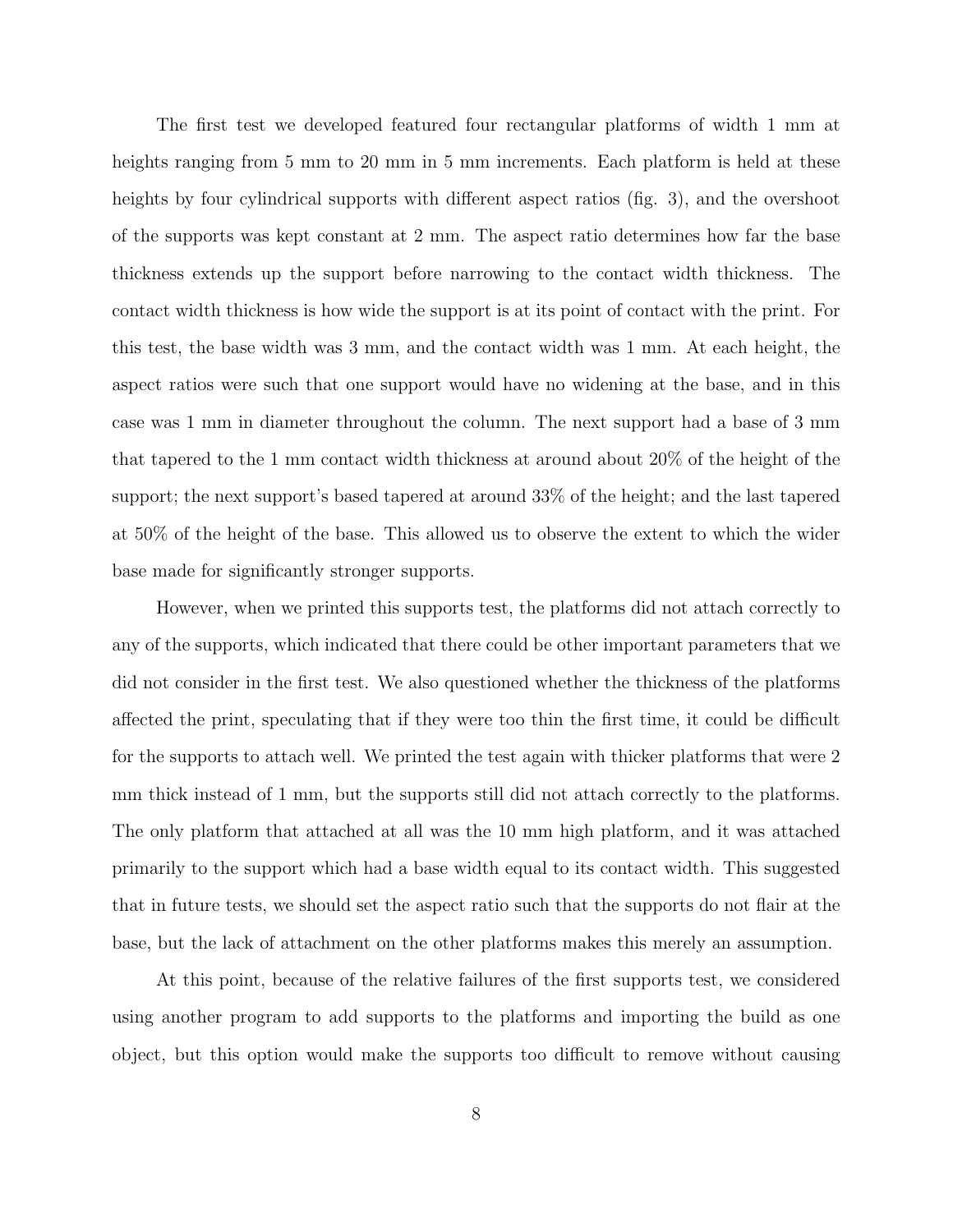The first test we developed featured four rectangular platforms of width 1 mm at heights ranging from 5 mm to 20 mm in 5 mm increments. Each platform is held at these heights by four cylindrical supports with different aspect ratios (fig. 3), and the overshoot of the supports was kept constant at 2 mm. The aspect ratio determines how far the base thickness extends up the support before narrowing to the contact width thickness. The contact width thickness is how wide the support is at its point of contact with the print. For this test, the base width was 3 mm, and the contact width was 1 mm. At each height, the aspect ratios were such that one support would have no widening at the base, and in this case was 1 mm in diameter throughout the column. The next support had a base of 3 mm that tapered to the 1 mm contact width thickness at around about 20% of the height of the support; the next support's based tapered at around 33% of the height; and the last tapered at 50% of the height of the base. This allowed us to observe the extent to which the wider base made for significantly stronger supports.

However, when we printed this supports test, the platforms did not attach correctly to any of the supports, which indicated that there could be other important parameters that we did not consider in the first test. We also questioned whether the thickness of the platforms affected the print, speculating that if they were too thin the first time, it could be difficult for the supports to attach well. We printed the test again with thicker platforms that were 2 mm thick instead of 1 mm, but the supports still did not attach correctly to the platforms. The only platform that attached at all was the 10 mm high platform, and it was attached primarily to the support which had a base width equal to its contact width. This suggested that in future tests, we should set the aspect ratio such that the supports do not flair at the base, but the lack of attachment on the other platforms makes this merely an assumption.

At this point, because of the relative failures of the first supports test, we considered using another program to add supports to the platforms and importing the build as one object, but this option would make the supports too difficult to remove without causing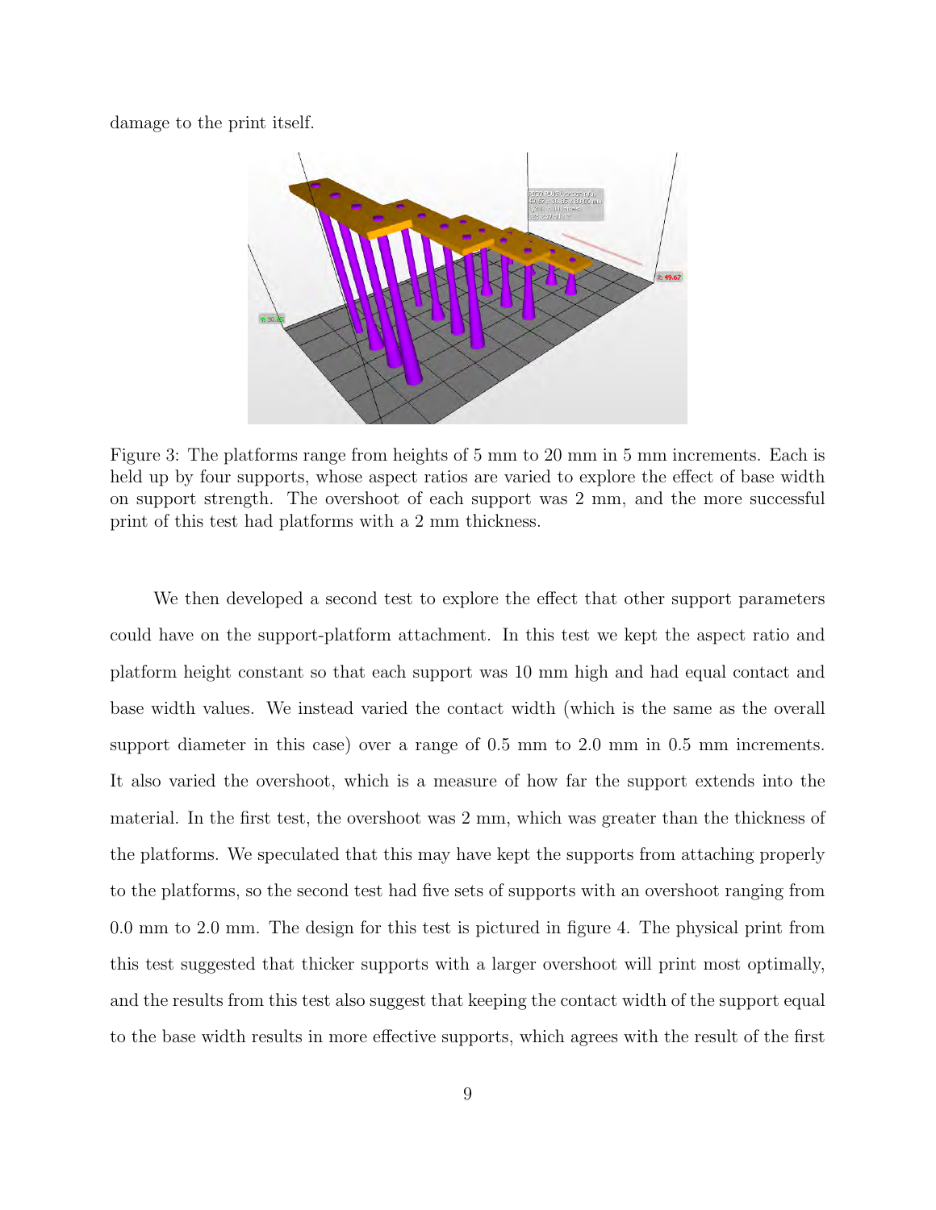damage to the print itself.

Figure 3: The platforms range from heights of 5 mm to 20 mm in 5 mm increments. Each is held up by four supports, whose aspect ratios are varied to explore the effect of base width on support strength. The overshoot of each support was 2 mm, and the more successful print of this test had platforms with a 2 mm thickness.

We then developed a second test to explore the effect that other support parameters could have on the support-platform attachment. In this test we kept the aspect ratio and platform height constant so that each support was 10 mm high and had equal contact and base width values. We instead varied the contact width (which is the same as the overall support diameter in this case) over a range of 0.5 mm to 2.0 mm in 0.5 mm increments. It also varied the overshoot, which is a measure of how far the support extends into the material. In the first test, the overshoot was 2 mm, which was greater than the thickness of the platforms. We speculated that this may have kept the supports from attaching properly to the platforms, so the second test had five sets of supports with an overshoot ranging from 0.0 mm to 2.0 mm. The design for this test is pictured in figure 4. The physical print from this test suggested that thicker supports with a larger overshoot will print most optimally, and the results from this test also suggest that keeping the contact width of the support equal to the base width results in more effective supports, which agrees with the result of the first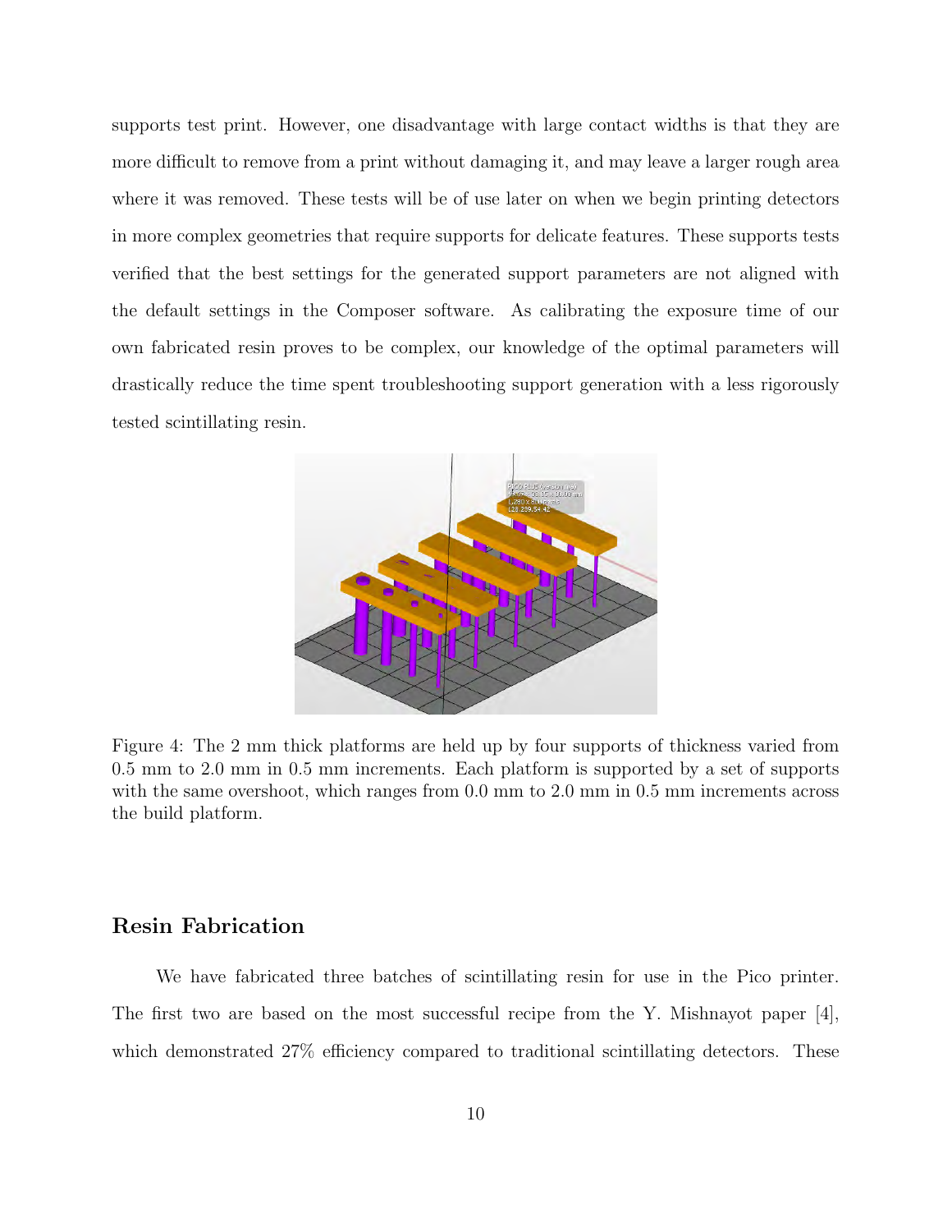supports test print. However, one disadvantage with large contact widths is that they are more difficult to remove from a print without damaging it, and may leave a larger rough area where it was removed. These tests will be of use later on when we begin printing detectors in more complex geometries that require supports for delicate features. These supports tests verified that the best settings for the generated support parameters are not aligned with the default settings in the Composer software. As calibrating the exposure time of our own fabricated resin proves to be complex, our knowledge of the optimal parameters will drastically reduce the time spent troubleshooting support generation with a less rigorously tested scintillating resin.

Figure 4: The 2 mm thick platforms are held up by four supports of thickness varied from 0.5 mm to 2.0 mm in 0.5 mm increments. Each platform is supported by a set of supports with the same overshoot, which ranges from 0.0 mm to 2.0 mm in 0.5 mm increments across the build platform.

## Resin Fabrication

We have fabricated three batches of scintillating resin for use in the Pico printer. The first two are based on the most successful recipe from the Y. Mishnayot paper [4], which demonstrated 27% efficiency compared to traditional scintillating detectors. These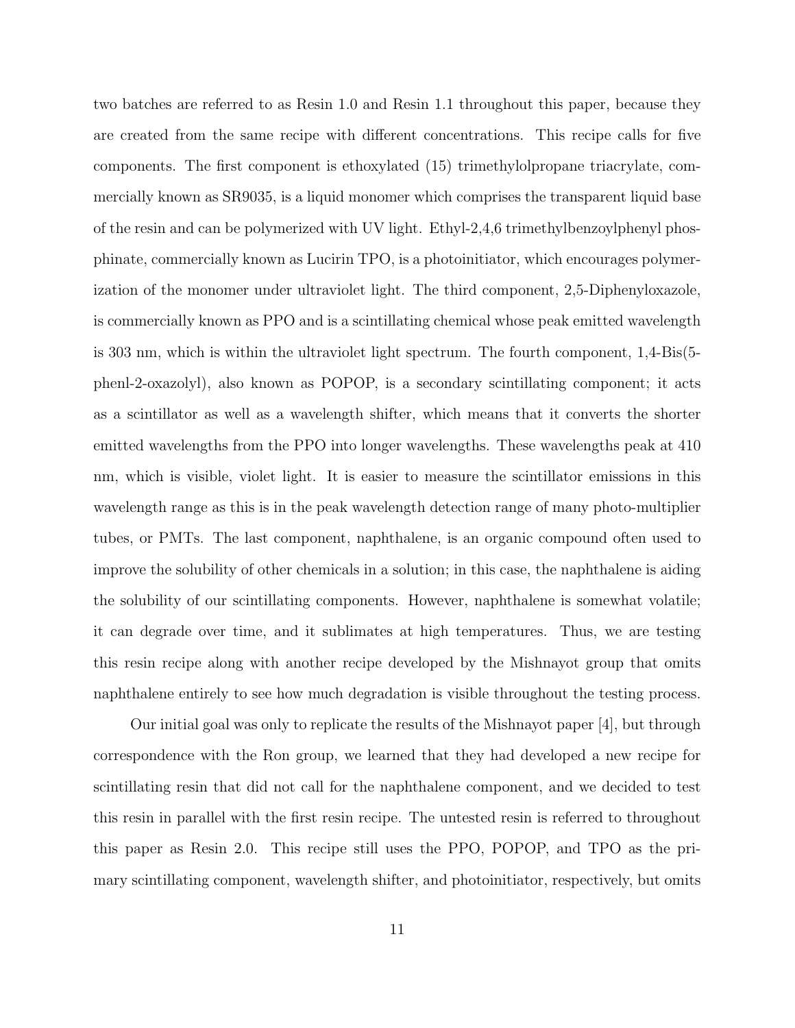two batches are referred to as Resin 1.0 and Resin 1.1 throughout this paper, because they are created from the same recipe with different concentrations. This recipe calls for five components. The first component is ethoxylated (15) trimethylolpropane triacrylate, commercially known as SR9035, is a liquid monomer which comprises the transparent liquid base of the resin and can be polymerized with UV light. Ethyl-2,4,6 trimethylbenzoylphenyl phosphinate, commercially known as Lucirin TPO, is a photoinitiator, which encourages polymerization of the monomer under ultraviolet light. The third component, 2,5-Diphenyloxazole, is commercially known as PPO and is a scintillating chemical whose peak emitted wavelength is 303 nm, which is within the ultraviolet light spectrum. The fourth component, 1,4-Bis(5-phenl-2-oxazolyl), also known as POPOP, is a secondary scintillating component; it acts as a scintillator as well as a wavelength shifter, which means that it converts the shorter emitted wavelengths from the PPO into longer wavelengths. These wavelengths peak at 410 nm, which is visible, violet light. It is easier to measure the scintillator emissions in this wavelength range as this is in the peak wavelength detection range of many photo-multiplier tubes, or PMTs. The last component, naphthalene, is an organic compound often used to improve the solubility of other chemicals in a solution; in this case, the naphthalene is aiding the solubility of our scintillating components. However, naphthalene is somewhat volatile; it can degrade over time, and it sublimates at high temperatures. Thus, we are testing this resin recipe along with another recipe developed by the Mishnayot group that omits naphthalene entirely to see how much degradation is visible throughout the testing process.

Our initial goal was only to replicate the results of the Mishnayot paper [4], but through correspondence with the Ron group, we learned that they had developed a new recipe for scintillating resin that did not call for the naphthalene component, and we decided to test this resin in parallel with the first resin recipe. The untested resin is referred to throughout this paper as Resin 2.0. This recipe still uses the PPO, POPOP, and TPO as the primary scintillating component, wavelength shifter, and photoinitiator, respectively, but omits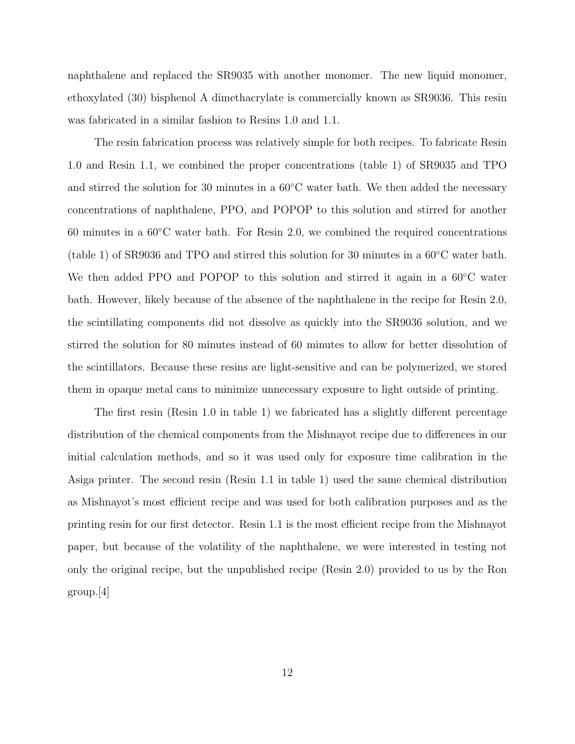naphthalene and replaced the SR9035 with another monomer. The new liquid monomer, ethoxylated (30) bisphenol A dimethacrylate is commercially known as SR9036. This resin was fabricated in a similar fashion to Resins 1.0 and 1.1.

The resin fabrication process was relatively simple for both recipes. To fabricate Resin 1.0 and Resin 1.1, we combined the proper concentrations (table 1) of SR9035 and TPO and stirred the solution for 30 minutes in a 60°C water bath. We then added the necessary concentrations of naphthalene, PPO, and POPOP to this solution and stirred for another 60 minutes in a 60°C water bath. For Resin 2.0, we combined the required concentrations (table 1) of SR9036 and TPO and stirred this solution for 30 minutes in a 60°C water bath. We then added PPO and POPOP to this solution and stirred it again in a 60°C water bath. However, likely because of the absence of the naphthalene in the recipe for Resin 2.0, the scintillating components did not dissolve as quickly into the SR9036 solution, and we stirred the solution for 80 minutes instead of 60 minutes to allow for better dissolution of the scintillators. Because these resins are light-sensitive and can be polymerized, we stored them in opaque metal cans to minimize unnecessary exposure to light outside of printing.

The first resin (Resin 1.0 in table 1) we fabricated has a slightly different percentage distribution of the chemical components from the Mishnayot recipe due to differences in our initial calculation methods, and so it was used only for exposure time calibration in the Asiga printer. The second resin (Resin 1.1 in table 1) used the same chemical distribution as Mishnayot's most efficient recipe and was used for both calibration purposes and as the printing resin for our first detector. Resin 1.1 is the most efficient recipe from the Mishnayot paper, but because of the volatility of the naphthalene, we were interested in testing not only the original recipe, but the unpublished recipe (Resin 2.0) provided to us by the Ron group.[4]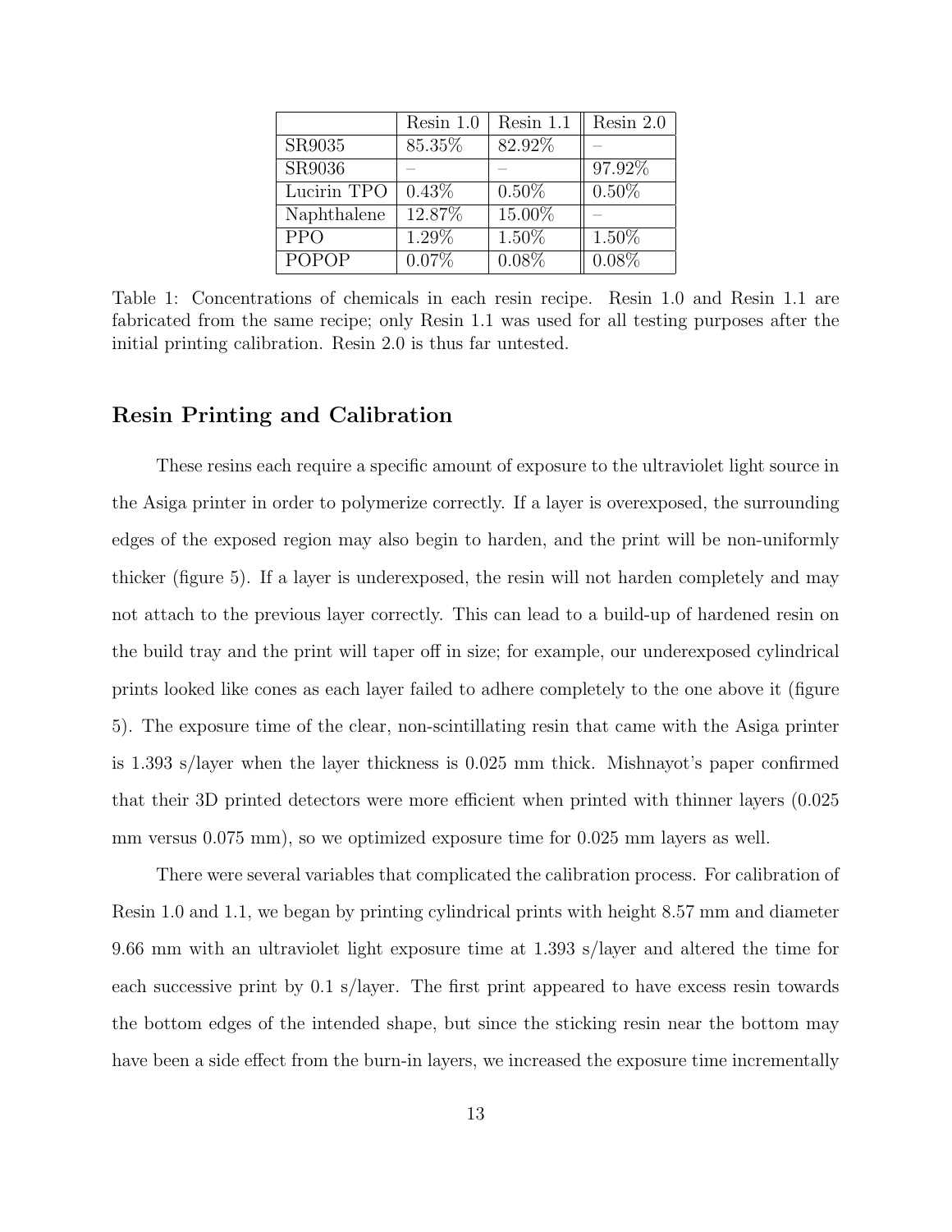| | Resin 1.0 | Resin 1.1 | Resin 2.0 |
|---|---|---|---|
| SR9035 | 85.35% | 82.92% | – |
| SR9036 | – | – | 97.92% |
| Lucirin TPO | 0.43% | 0.50% | 0.50% |
| Naphthalene | 12.87% | 15.00% | – |
| PPO | 1.29% | 1.50% | 1.50% |
| POPOP | 0.07% | 0.08% | 0.08% |

Table 1: Concentrations of chemicals in each resin recipe. Resin 1.0 and Resin 1.1 are fabricated from the same recipe; only Resin 1.1 was used for all testing purposes after the initial printing calibration. Resin 2.0 is thus far untested.

## Resin Printing and Calibration

These resins each require a specific amount of exposure to the ultraviolet light source in the Asiga printer in order to polymerize correctly. If a layer is overexposed, the surrounding edges of the exposed region may also begin to harden, and the print will be non-uniformly thicker (figure 5). If a layer is underexposed, the resin will not harden completely and may not attach to the previous layer correctly. This can lead to a build-up of hardened resin on the build tray and the print will taper off in size; for example, our underexposed cylindrical prints looked like cones as each layer failed to adhere completely to the one above it (figure 5). The exposure time of the clear, non-scintillating resin that came with the Asiga printer is 1.393 s/layer when the layer thickness is 0.025 mm thick. Mishnayot's paper confirmed that their 3D printed detectors were more efficient when printed with thinner layers (0.025 mm versus 0.075 mm), so we optimized exposure time for 0.025 mm layers as well.

There were several variables that complicated the calibration process. For calibration of Resin 1.0 and 1.1, we began by printing cylindrical prints with height 8.57 mm and diameter 9.66 mm with an ultraviolet light exposure time at 1.393 s/layer and altered the time for each successive print by 0.1 s/layer. The first print appeared to have excess resin towards the bottom edges of the intended shape, but since the sticking resin near the bottom may have been a side effect from the burn-in layers, we increased the exposure time incrementally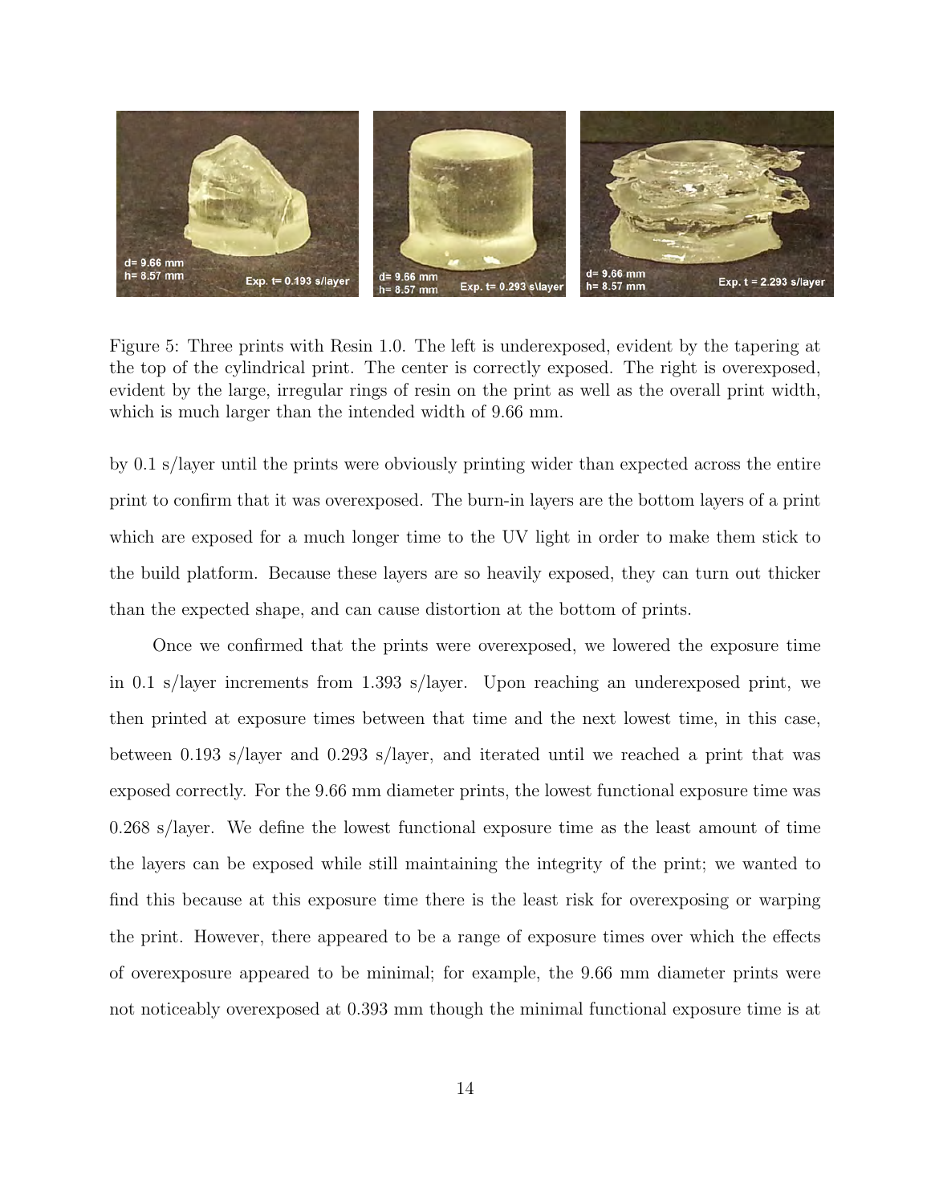Figure 5: Three prints with Resin 1.0. The left is underexposed, evident by the tapering at the top of the cylindrical print. The center is correctly exposed. The right is overexposed, evident by the large, irregular rings of resin on the print as well as the overall print width, which is much larger than the intended width of 9.66 mm.

by 0.1 s/layer until the prints were obviously printing wider than expected across the entire print to confirm that it was overexposed. The burn-in layers are the bottom layers of a print which are exposed for a much longer time to the UV light in order to make them stick to the build platform. Because these layers are so heavily exposed, they can turn out thicker than the expected shape, and can cause distortion at the bottom of prints.

Once we confirmed that the prints were overexposed, we lowered the exposure time in 0.1 s/layer increments from 1.393 s/layer. Upon reaching an underexposed print, we then printed at exposure times between that time and the next lowest time, in this case, between 0.193 s/layer and 0.293 s/layer, and iterated until we reached a print that was exposed correctly. For the 9.66 mm diameter prints, the lowest functional exposure time was 0.268 s/layer. We define the lowest functional exposure time as the least amount of time the layers can be exposed while still maintaining the integrity of the print; we wanted to find this because at this exposure time there is the least risk for overexposing or warping the print. However, there appeared to be a range of exposure times over which the effects of overexposure appeared to be minimal; for example, the 9.66 mm diameter prints were not noticeably overexposed at 0.393 mm though the minimal functional exposure time is at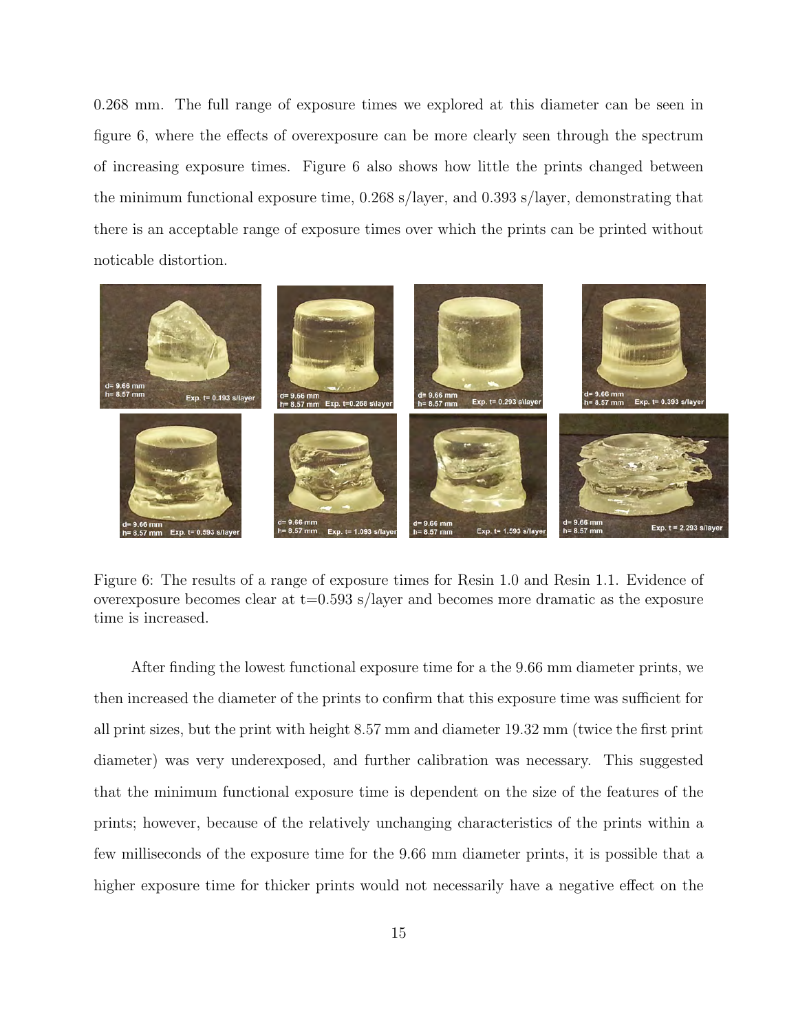0.268 mm. The full range of exposure times we explored at this diameter can be seen in figure 6, where the effects of overexposure can be more clearly seen through the spectrum of increasing exposure times. Figure 6 also shows how little the prints changed between the minimum functional exposure time, 0.268 s/layer, and 0.393 s/layer, demonstrating that there is an acceptable range of exposure times over which the prints can be printed without noticable distortion.

Figure 6: The results of a range of exposure times for Resin 1.0 and Resin 1.1. Evidence of overexposure becomes clear at t=0.593 s/layer and becomes more dramatic as the exposure time is increased.

After finding the lowest functional exposure time for a the 9.66 mm diameter prints, we then increased the diameter of the prints to confirm that this exposure time was sufficient for all print sizes, but the print with height 8.57 mm and diameter 19.32 mm (twice the first print diameter) was very underexposed, and further calibration was necessary. This suggested that the minimum functional exposure time is dependent on the size of the features of the prints; however, because of the relatively unchanging characteristics of the prints within a few milliseconds of the exposure time for the 9.66 mm diameter prints, it is possible that a higher exposure time for thicker prints would not necessarily have a negative effect on the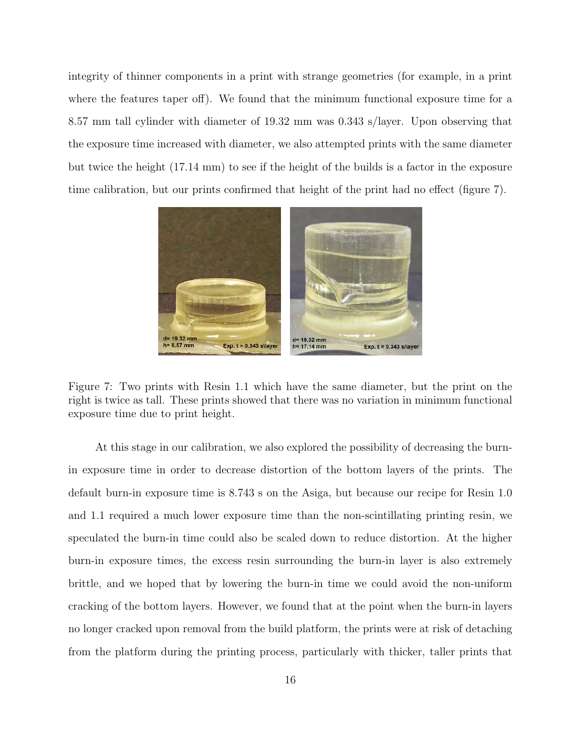integrity of thinner components in a print with strange geometries (for example, in a print where the features taper off). We found that the minimum functional exposure time for a 8.57 mm tall cylinder with diameter of 19.32 mm was 0.343 s/layer. Upon observing that the exposure time increased with diameter, we also attempted prints with the same diameter but twice the height (17.14 mm) to see if the height of the builds is a factor in the exposure time calibration, but our prints confirmed that height of the print had no effect (figure 7).

Figure 7: Two prints with Resin 1.1 which have the same diameter, but the print on the right is twice as tall. These prints showed that there was no variation in minimum functional exposure time due to print height.

At this stage in our calibration, we also explored the possibility of decreasing the burn-in exposure time in order to decrease distortion of the bottom layers of the prints. The default burn-in exposure time is 8.743 s on the Asiga, but because our recipe for Resin 1.0 and 1.1 required a much lower exposure time than the non-scintillating printing resin, we speculated the burn-in time could also be scaled down to reduce distortion. At the higher burn-in exposure times, the excess resin surrounding the burn-in layer is also extremely brittle, and we hoped that by lowering the burn-in time we could avoid the non-uniform cracking of the bottom layers. However, we found that at the point when the burn-in layers no longer cracked upon removal from the build platform, the prints were at risk of detaching from the platform during the printing process, particularly with thicker, taller prints that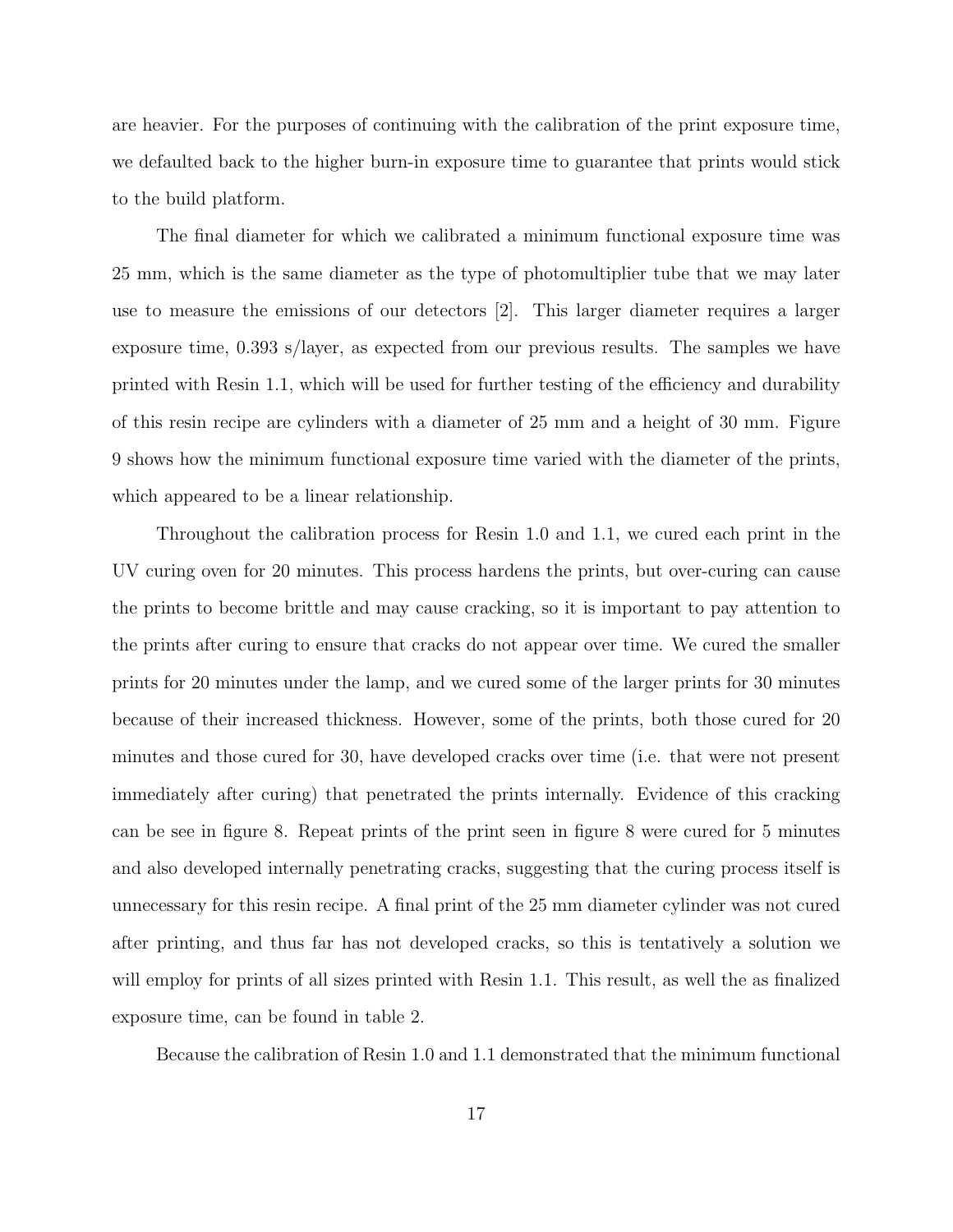are heavier. For the purposes of continuing with the calibration of the print exposure time, we defaulted back to the higher burn-in exposure time to guarantee that prints would stick to the build platform.

The final diameter for which we calibrated a minimum functional exposure time was 25 mm, which is the same diameter as the type of photomultiplier tube that we may later use to measure the emissions of our detectors [2]. This larger diameter requires a larger exposure time, 0.393 s/layer, as expected from our previous results. The samples we have printed with Resin 1.1, which will be used for further testing of the efficiency and durability of this resin recipe are cylinders with a diameter of 25 mm and a height of 30 mm. Figure 9 shows how the minimum functional exposure time varied with the diameter of the prints, which appeared to be a linear relationship.

Throughout the calibration process for Resin 1.0 and 1.1, we cured each print in the UV curing oven for 20 minutes. This process hardens the prints, but over-curing can cause the prints to become brittle and may cause cracking, so it is important to pay attention to the prints after curing to ensure that cracks do not appear over time. We cured the smaller prints for 20 minutes under the lamp, and we cured some of the larger prints for 30 minutes because of their increased thickness. However, some of the prints, both those cured for 20 minutes and those cured for 30, have developed cracks over time (i.e. that were not present immediately after curing) that penetrated the prints internally. Evidence of this cracking can be see in figure 8. Repeat prints of the print seen in figure 8 were cured for 5 minutes and also developed internally penetrating cracks, suggesting that the curing process itself is unnecessary for this resin recipe. A final print of the 25 mm diameter cylinder was not cured after printing, and thus far has not developed cracks, so this is tentatively a solution we will employ for prints of all sizes printed with Resin 1.1. This result, as well the as finalized exposure time, can be found in table 2.

Because the calibration of Resin 1.0 and 1.1 demonstrated that the minimum functional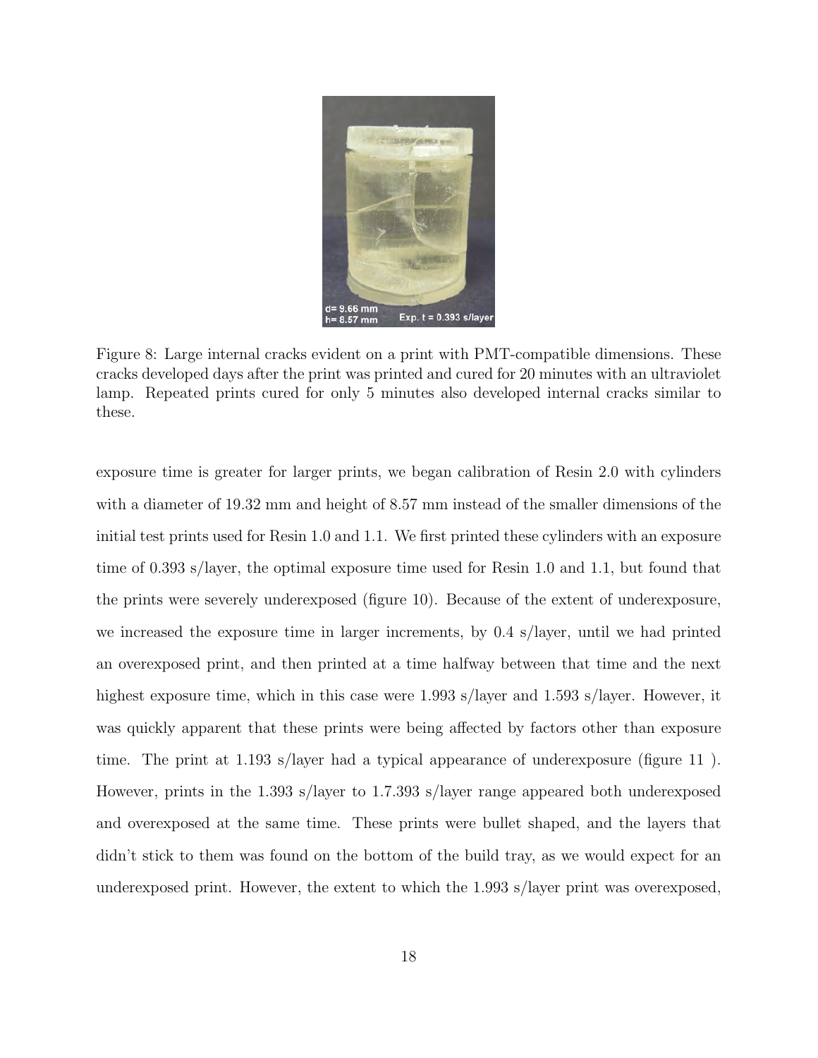Figure 8: Large internal cracks evident on a print with PMT-compatible dimensions. These cracks developed days after the print was printed and cured for 20 minutes with an ultraviolet lamp. Repeated prints cured for only 5 minutes also developed internal cracks similar to these.

exposure time is greater for larger prints, we began calibration of Resin 2.0 with cylinders with a diameter of 19.32 mm and height of 8.57 mm instead of the smaller dimensions of the initial test prints used for Resin 1.0 and 1.1. We first printed these cylinders with an exposure time of 0.393 s/layer, the optimal exposure time used for Resin 1.0 and 1.1, but found that the prints were severely underexposed (figure 10). Because of the extent of underexposure, we increased the exposure time in larger increments, by 0.4 s/layer, until we had printed an overexposed print, and then printed at a time halfway between that time and the next highest exposure time, which in this case were 1.993 s/layer and 1.593 s/layer. However, it was quickly apparent that these prints were being affected by factors other than exposure time. The print at 1.193 s/layer had a typical appearance of underexposure (figure 11 ). However, prints in the 1.393 s/layer to 1.7.393 s/layer range appeared both underexposed and overexposed at the same time. These prints were bullet shaped, and the layers that didn't stick to them was found on the bottom of the build tray, as we would expect for an underexposed print. However, the extent to which the 1.993 s/layer print was overexposed,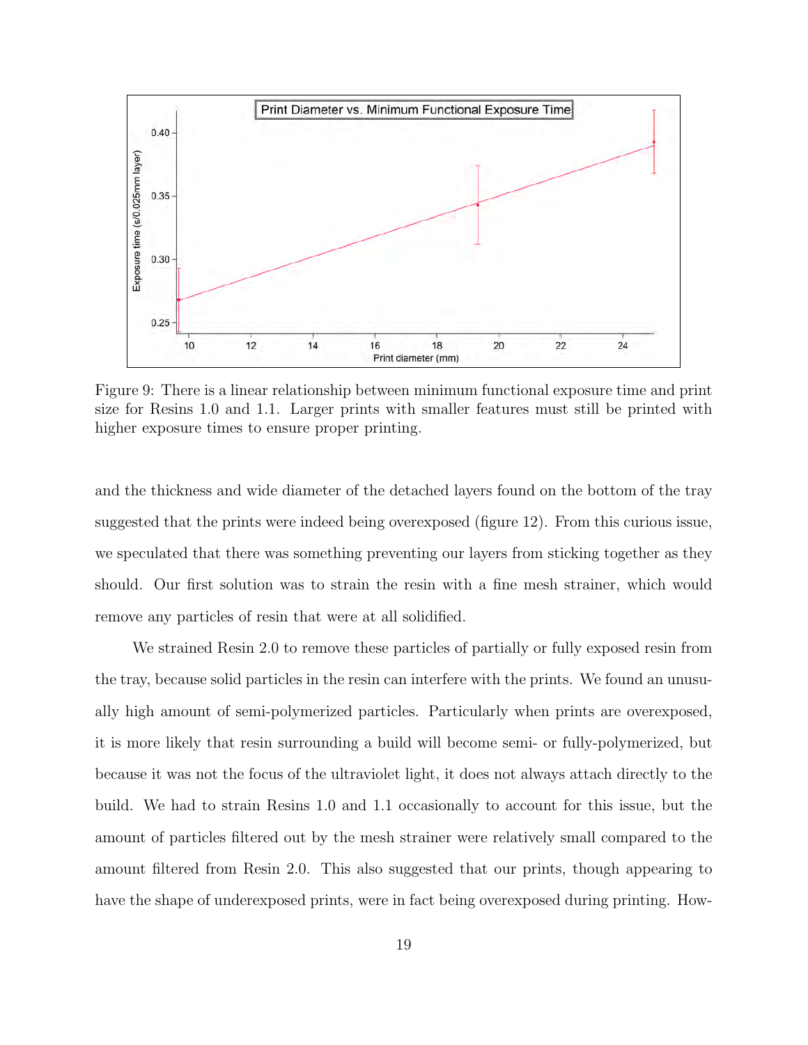Figure 9: There is a linear relationship between minimum functional exposure time and print size for Resins 1.0 and 1.1. Larger prints with smaller features must still be printed with higher exposure times to ensure proper printing.

and the thickness and wide diameter of the detached layers found on the bottom of the tray suggested that the prints were indeed being overexposed (figure 12). From this curious issue, we speculated that there was something preventing our layers from sticking together as they should. Our first solution was to strain the resin with a fine mesh strainer, which would remove any particles of resin that were at all solidified.

We strained Resin 2.0 to remove these particles of partially or fully exposed resin from the tray, because solid particles in the resin can interfere with the prints. We found an unusually high amount of semi-polymerized particles. Particularly when prints are overexposed, it is more likely that resin surrounding a build will become semi- or fully-polymerized, but because it was not the focus of the ultraviolet light, it does not always attach directly to the build. We had to strain Resins 1.0 and 1.1 occasionally to account for this issue, but the amount of particles filtered out by the mesh strainer were relatively small compared to the amount filtered from Resin 2.0. This also suggested that our prints, though appearing to have the shape of underexposed prints, were in fact being overexposed during printing. How-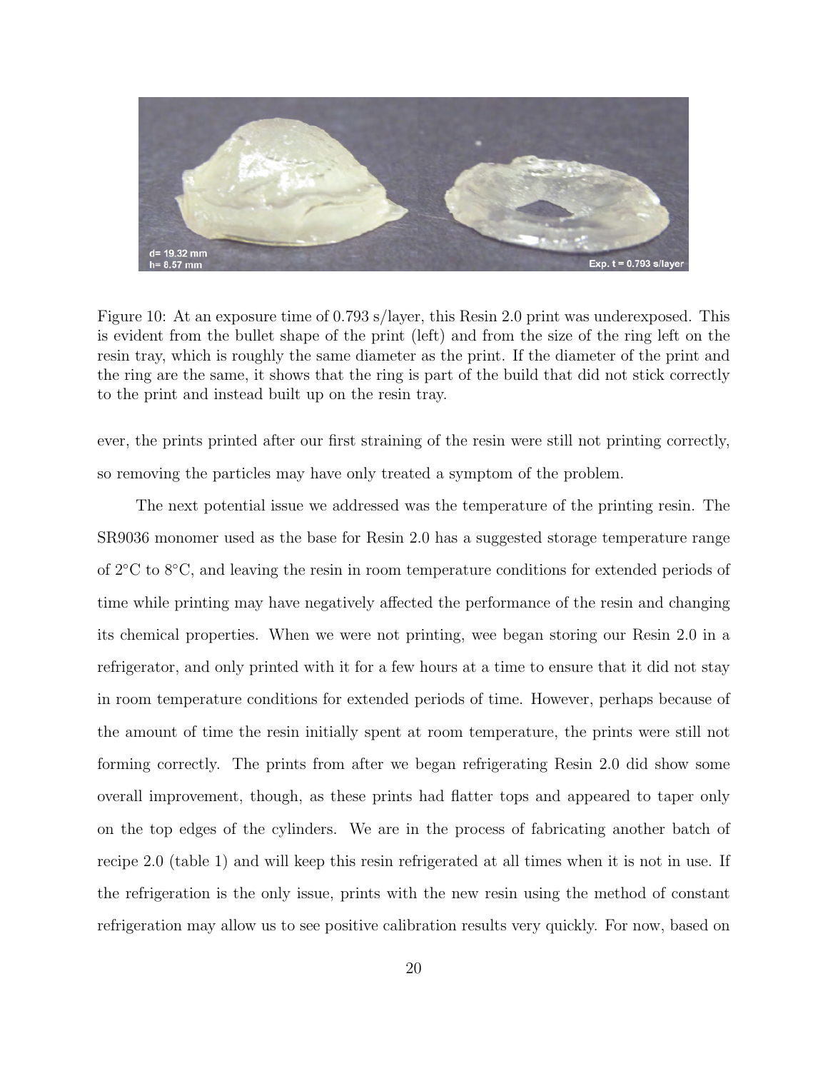Figure 10: At an exposure time of 0.793 s/layer, this Resin 2.0 print was underexposed. This is evident from the bullet shape of the print (left) and from the size of the ring left on the resin tray, which is roughly the same diameter as the print. If the diameter of the print and the ring are the same, it shows that the ring is part of the build that did not stick correctly to the print and instead built up on the resin tray.

ever, the prints printed after our first straining of the resin were still not printing correctly, so removing the particles may have only treated a symptom of the problem.

The next potential issue we addressed was the temperature of the printing resin. The SR9036 monomer used as the base for Resin 2.0 has a suggested storage temperature range of 2°C to 8°C, and leaving the resin in room temperature conditions for extended periods of time while printing may have negatively affected the performance of the resin and changing its chemical properties. When we were not printing, wee began storing our Resin 2.0 in a refrigerator, and only printed with it for a few hours at a time to ensure that it did not stay in room temperature conditions for extended periods of time. However, perhaps because of the amount of time the resin initially spent at room temperature, the prints were still not forming correctly. The prints from after we began refrigerating Resin 2.0 did show some overall improvement, though, as these prints had flatter tops and appeared to taper only on the top edges of the cylinders. We are in the process of fabricating another batch of recipe 2.0 (table 1) and will keep this resin refrigerated at all times when it is not in use. If the refrigeration is the only issue, prints with the new resin using the method of constant refrigeration may allow us to see positive calibration results very quickly. For now, based on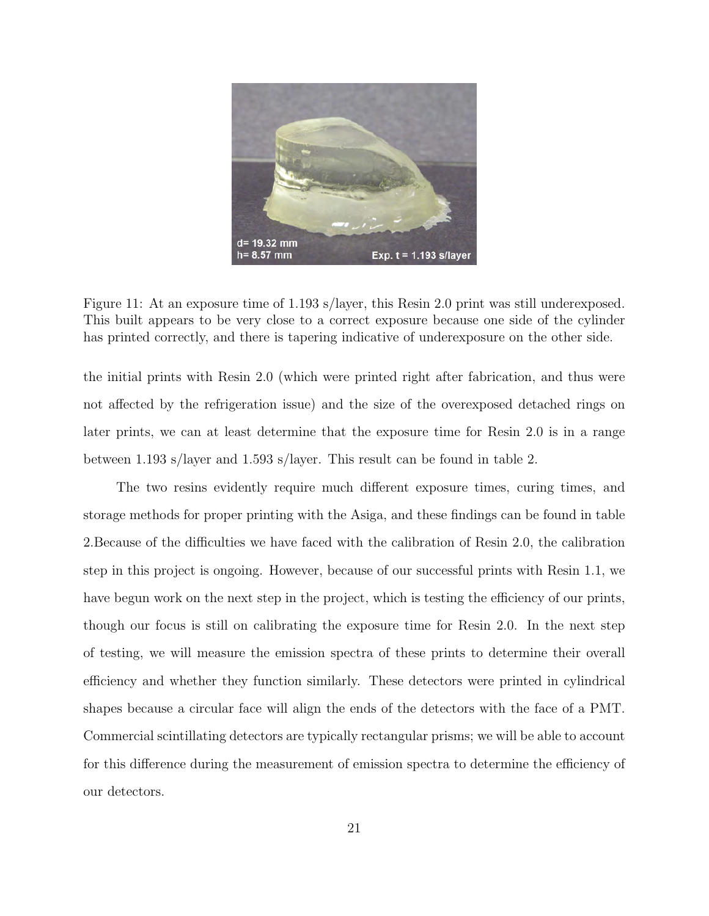Figure 11: At an exposure time of 1.193 s/layer, this Resin 2.0 print was still underexposed. This built appears to be very close to a correct exposure because one side of the cylinder has printed correctly, and there is tapering indicative of underexposure on the other side.

the initial prints with Resin 2.0 (which were printed right after fabrication, and thus were not affected by the refrigeration issue) and the size of the overexposed detached rings on later prints, we can at least determine that the exposure time for Resin 2.0 is in a range between 1.193 s/layer and 1.593 s/layer. This result can be found in table 2.

The two resins evidently require much different exposure times, curing times, and storage methods for proper printing with the Asiga, and these findings can be found in table 2.Because of the difficulties we have faced with the calibration of Resin 2.0, the calibration step in this project is ongoing. However, because of our successful prints with Resin 1.1, we have begun work on the next step in the project, which is testing the efficiency of our prints, though our focus is still on calibrating the exposure time for Resin 2.0. In the next step of testing, we will measure the emission spectra of these prints to determine their overall efficiency and whether they function similarly. These detectors were printed in cylindrical shapes because a circular face will align the ends of the detectors with the face of a PMT. Commercial scintillating detectors are typically rectangular prisms; we will be able to account for this difference during the measurement of emission spectra to determine the efficiency of our detectors.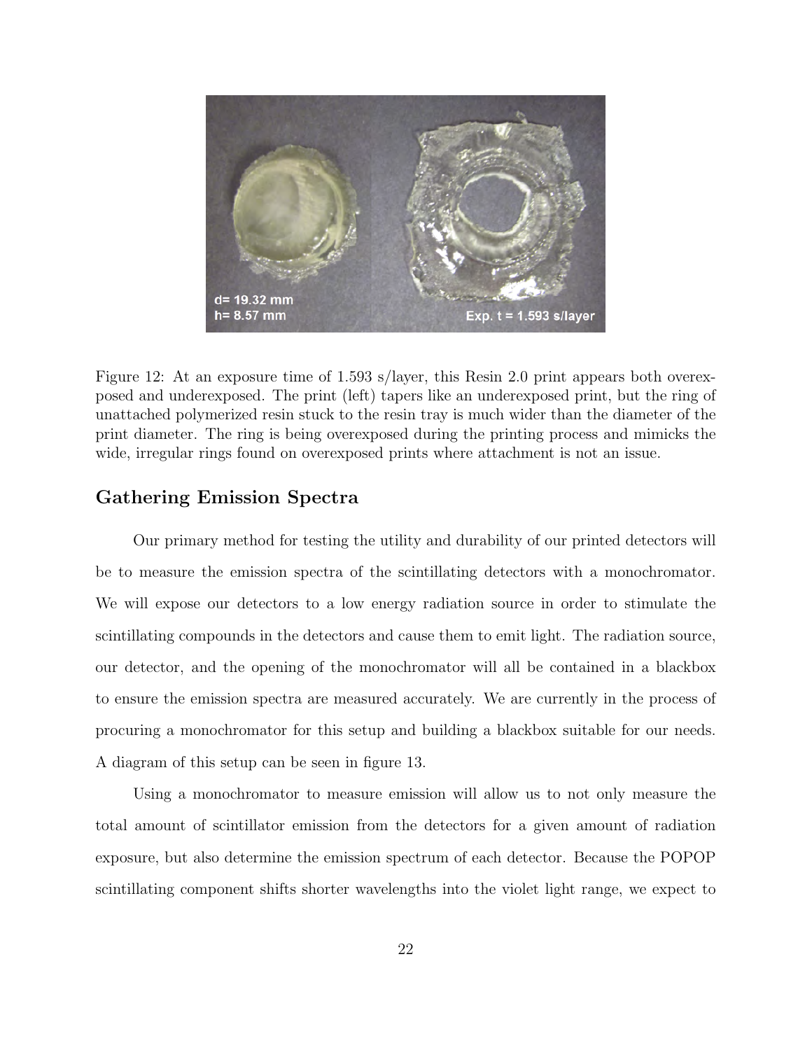Figure 12: At an exposure time of 1.593 s/layer, this Resin 2.0 print appears both overexposed and underexposed. The print (left) tapers like an underexposed print, but the ring of unattached polymerized resin stuck to the resin tray is much wider than the diameter of the print diameter. The ring is being overexposed during the printing process and mimicks the wide, irregular rings found on overexposed prints where attachment is not an issue.

## Gathering Emission Spectra

Our primary method for testing the utility and durability of our printed detectors will be to measure the emission spectra of the scintillating detectors with a monochromator. We will expose our detectors to a low energy radiation source in order to stimulate the scintillating compounds in the detectors and cause them to emit light. The radiation source, our detector, and the opening of the monochromator will all be contained in a blackbox to ensure the emission spectra are measured accurately. We are currently in the process of procuring a monochromator for this setup and building a blackbox suitable for our needs. A diagram of this setup can be seen in figure 13.

Using a monochromator to measure emission will allow us to not only measure the total amount of scintillator emission from the detectors for a given amount of radiation exposure, but also determine the emission spectrum of each detector. Because the POPOP scintillating component shifts shorter wavelengths into the violet light range, we expect to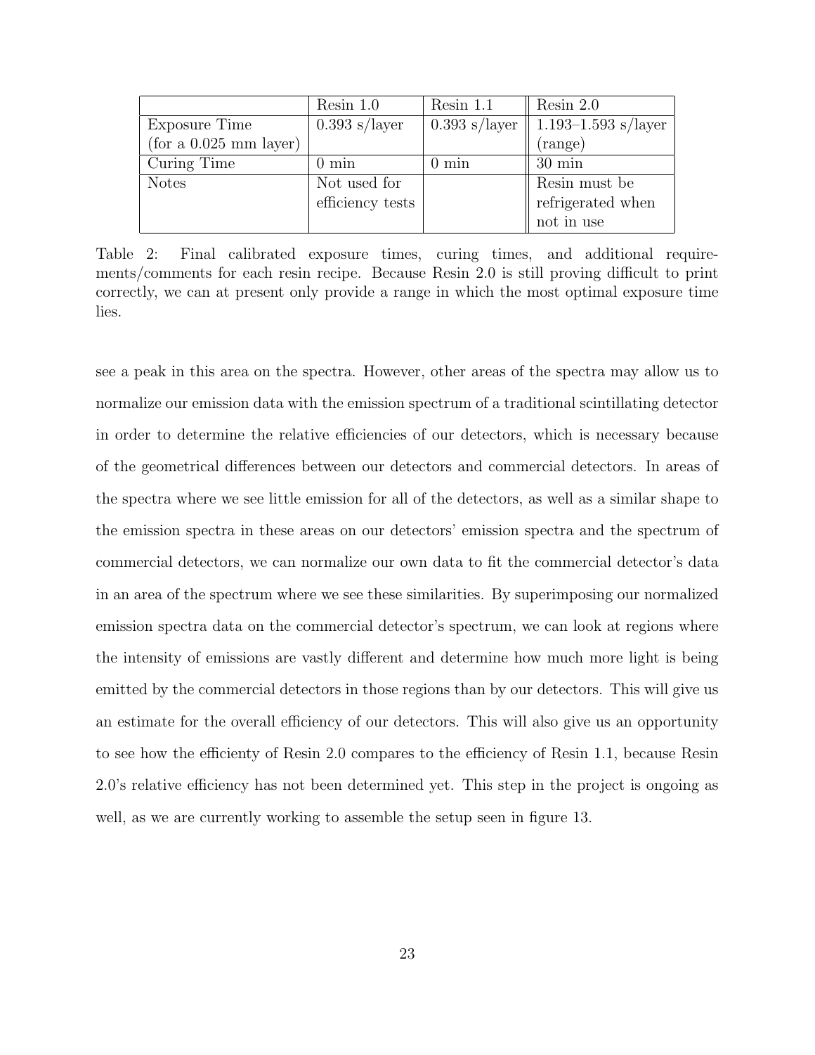| | Resin 1.0 | Resin 1.1 | Resin 2.0 |
|---|---|---|---|
| Exposure Time (for a 0.025 mm layer) | 0.393 s/layer | 0.393 s/layer | 1.193–1.593 s/layer (range) |
| Curing Time | 0 min | 0 min | 30 min |
| Notes | Not used for efficiency tests | | Resin must be refrigerated when not in use |

Table 2: Final calibrated exposure times, curing times, and additional requirements/comments for each resin recipe. Because Resin 2.0 is still proving difficult to print correctly, we can at present only provide a range in which the most optimal exposure time lies.

see a peak in this area on the spectra. However, other areas of the spectra may allow us to normalize our emission data with the emission spectrum of a traditional scintillating detector in order to determine the relative efficiencies of our detectors, which is necessary because of the geometrical differences between our detectors and commercial detectors. In areas of the spectra where we see little emission for all of the detectors, as well as a similar shape to the emission spectra in these areas on our detectors' emission spectra and the spectrum of commercial detectors, we can normalize our own data to fit the commercial detector's data in an area of the spectrum where we see these similarities. By superimposing our normalized emission spectra data on the commercial detector's spectrum, we can look at regions where the intensity of emissions are vastly different and determine how much more light is being emitted by the commercial detectors in those regions than by our detectors. This will give us an estimate for the overall efficiency of our detectors. This will also give us an opportunity to see how the efficienty of Resin 2.0 compares to the efficiency of Resin 1.1, because Resin 2.0's relative efficiency has not been determined yet. This step in the project is ongoing as well, as we are currently working to assemble the setup seen in figure 13.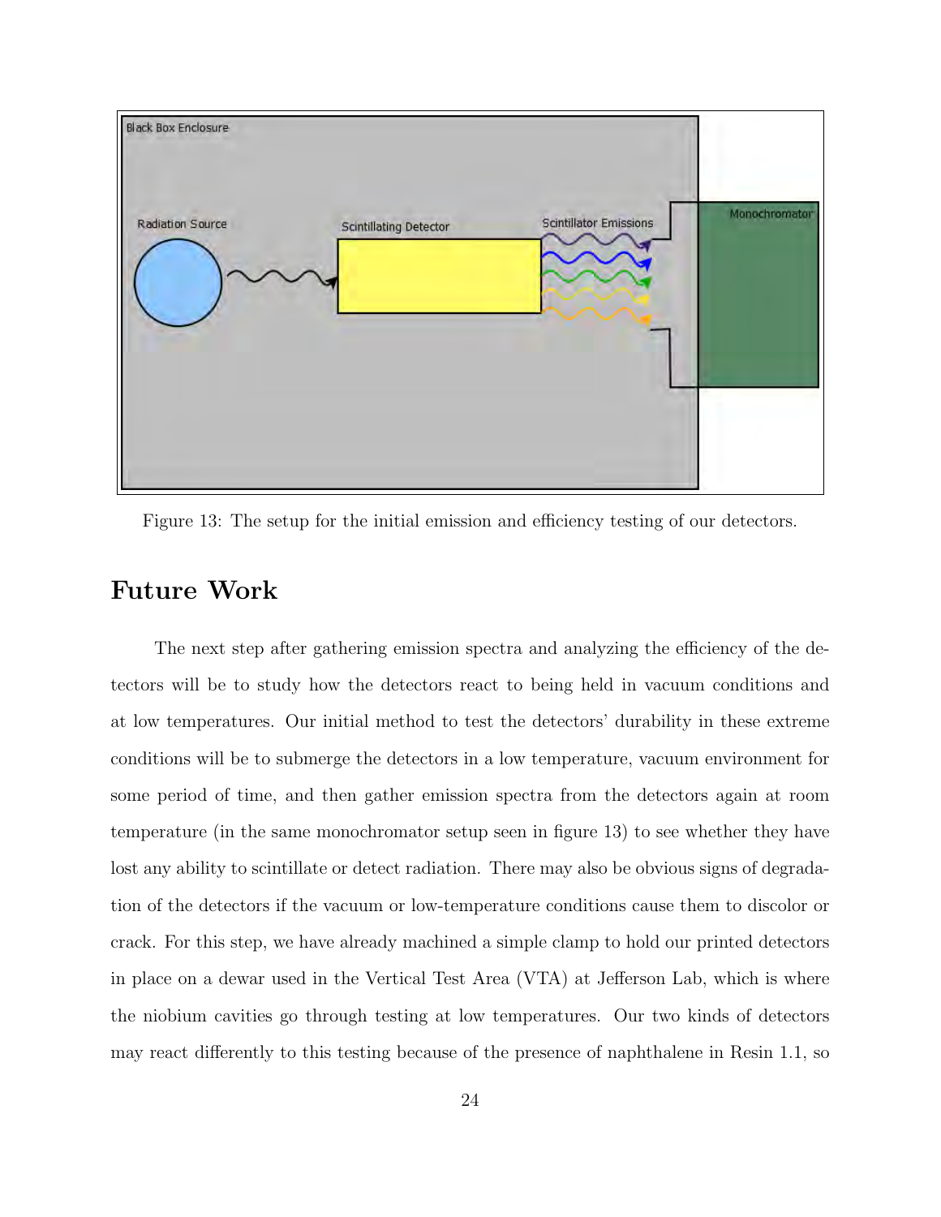Figure 13: The setup for the initial emission and efficiency testing of our detectors.

## Future Work

The next step after gathering emission spectra and analyzing the efficiency of the detectors will be to study how the detectors react to being held in vacuum conditions and at low temperatures. Our initial method to test the detectors' durability in these extreme conditions will be to submerge the detectors in a low temperature, vacuum environment for some period of time, and then gather emission spectra from the detectors again at room temperature (in the same monochromator setup seen in figure 13) to see whether they have lost any ability to scintillate or detect radiation. There may also be obvious signs of degradation of the detectors if the vacuum or low-temperature conditions cause them to discolor or crack. For this step, we have already machined a simple clamp to hold our printed detectors in place on a dewar used in the Vertical Test Area (VTA) at Jefferson Lab, which is where the niobium cavities go through testing at low temperatures. Our two kinds of detectors may react differently to this testing because of the presence of naphthalene in Resin 1.1, so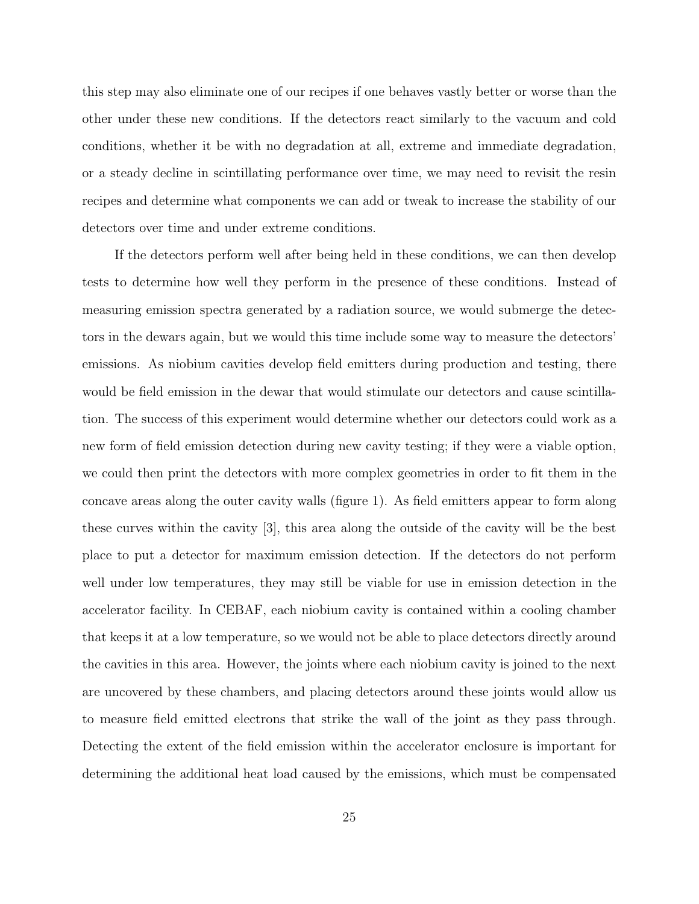this step may also eliminate one of our recipes if one behaves vastly better or worse than the other under these new conditions. If the detectors react similarly to the vacuum and cold conditions, whether it be with no degradation at all, extreme and immediate degradation, or a steady decline in scintillating performance over time, we may need to revisit the resin recipes and determine what components we can add or tweak to increase the stability of our detectors over time and under extreme conditions.

If the detectors perform well after being held in these conditions, we can then develop tests to determine how well they perform in the presence of these conditions. Instead of measuring emission spectra generated by a radiation source, we would submerge the detectors in the dewars again, but we would this time include some way to measure the detectors' emissions. As niobium cavities develop field emitters during production and testing, there would be field emission in the dewar that would stimulate our detectors and cause scintillation. The success of this experiment would determine whether our detectors could work as a new form of field emission detection during new cavity testing; if they were a viable option, we could then print the detectors with more complex geometries in order to fit them in the concave areas along the outer cavity walls (figure 1). As field emitters appear to form along these curves within the cavity [3], this area along the outside of the cavity will be the best place to put a detector for maximum emission detection. If the detectors do not perform well under low temperatures, they may still be viable for use in emission detection in the accelerator facility. In CEBAF, each niobium cavity is contained within a cooling chamber that keeps it at a low temperature, so we would not be able to place detectors directly around the cavities in this area. However, the joints where each niobium cavity is joined to the next are uncovered by these chambers, and placing detectors around these joints would allow us to measure field emitted electrons that strike the wall of the joint as they pass through. Detecting the extent of the field emission within the accelerator enclosure is important for determining the additional heat load caused by the emissions, which must be compensated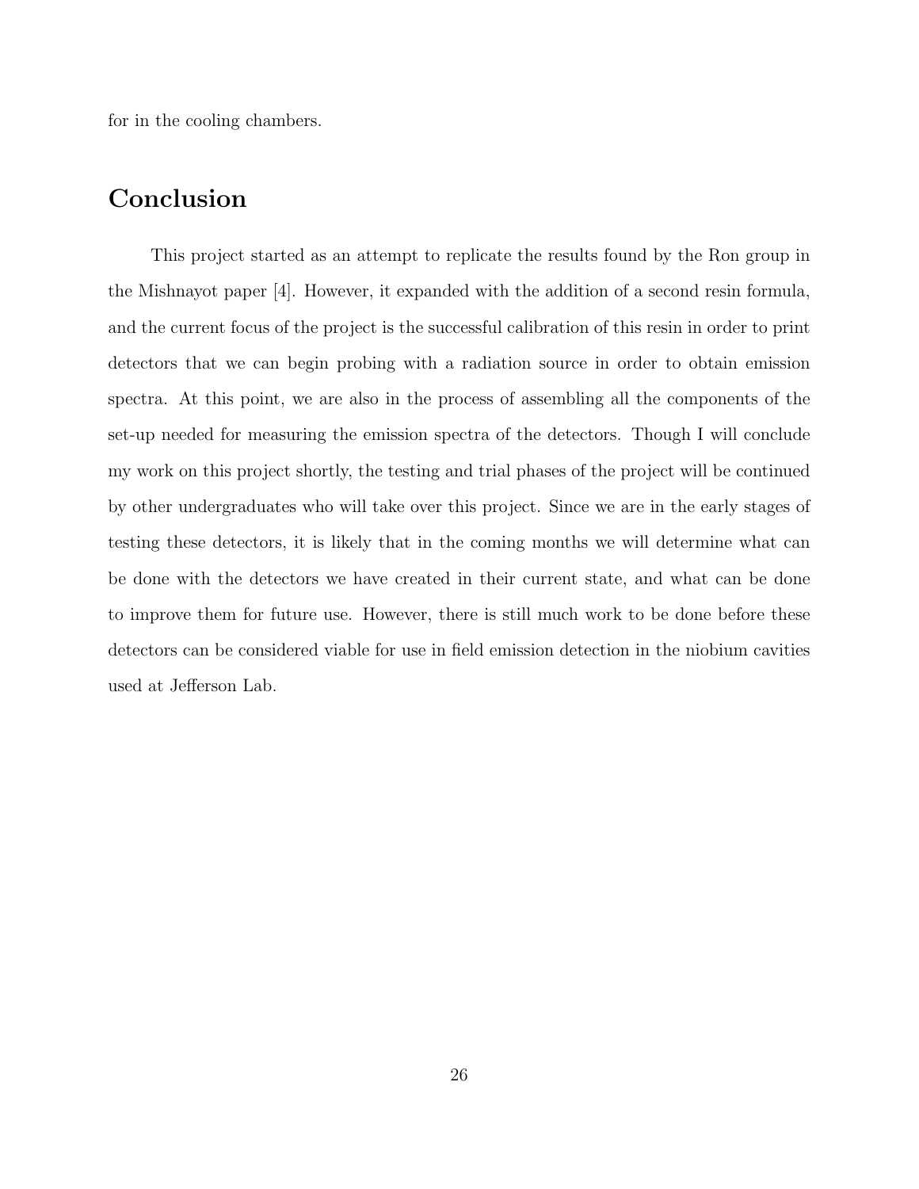for in the cooling chambers.

## Conclusion

This project started as an attempt to replicate the results found by the Ron group in the Mishnayot paper [4]. However, it expanded with the addition of a second resin formula, and the current focus of the project is the successful calibration of this resin in order to print detectors that we can begin probing with a radiation source in order to obtain emission spectra. At this point, we are also in the process of assembling all the components of the set-up needed for measuring the emission spectra of the detectors. Though I will conclude my work on this project shortly, the testing and trial phases of the project will be continued by other undergraduates who will take over this project. Since we are in the early stages of testing these detectors, it is likely that in the coming months we will determine what can be done with the detectors we have created in their current state, and what can be done to improve them for future use. However, there is still much work to be done before these detectors can be considered viable for use in field emission detection in the niobium cavities used at Jefferson Lab.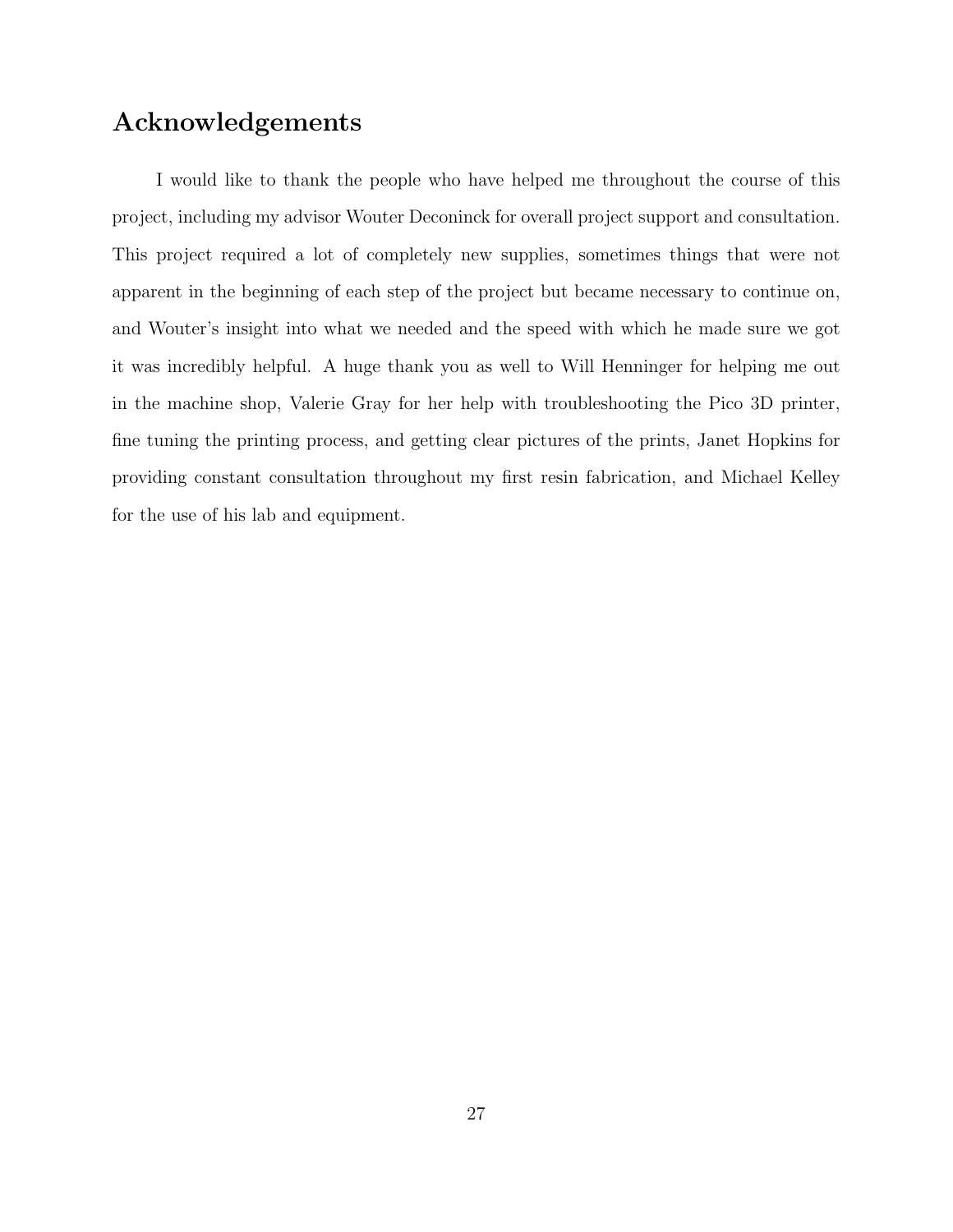## Acknowledgements

I would like to thank the people who have helped me throughout the course of this project, including my advisor Wouter Deconinck for overall project support and consultation. This project required a lot of completely new supplies, sometimes things that were not apparent in the beginning of each step of the project but became necessary to continue on, and Wouter's insight into what we needed and the speed with which he made sure we got it was incredibly helpful. A huge thank you as well to Will Henninger for helping me out in the machine shop, Valerie Gray for her help with troubleshooting the Pico 3D printer, fine tuning the printing process, and getting clear pictures of the prints, Janet Hopkins for providing constant consultation throughout my first resin fabrication, and Michael Kelley for the use of his lab and equipment.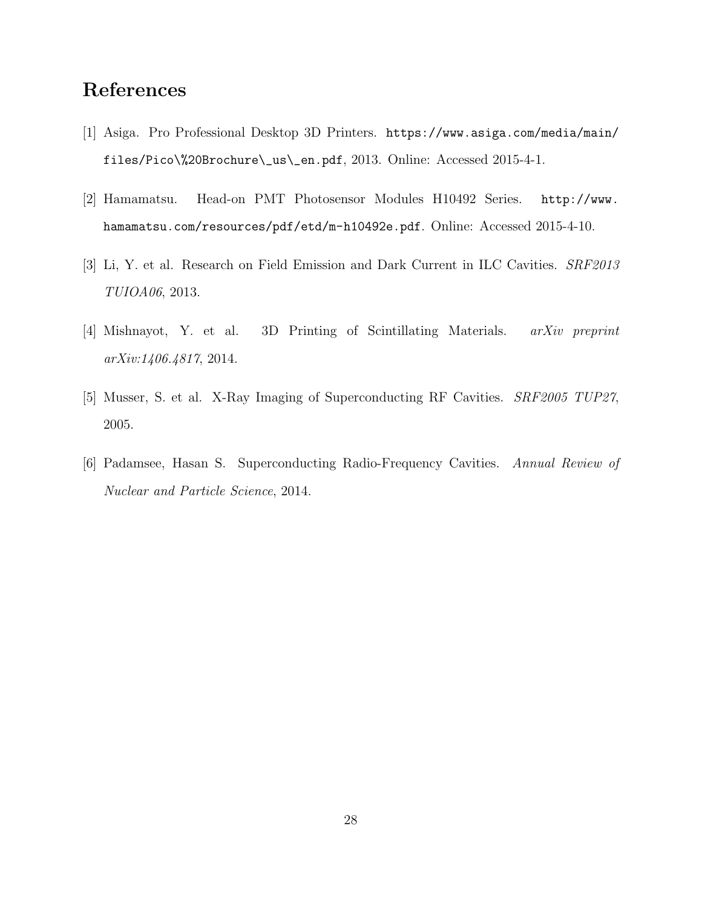# References

[1] Asiga. Pro Professional Desktop 3D Printers. `https://www.asiga.com/media/main/files/Pico\%20Brochure\_us\_en.pdf`, 2013. Online: Accessed 2015-4-1.

[2] Hamamatsu. Head-on PMT Photosensor Modules H10492 Series. `http://www.hamamatsu.com/resources/pdf/etd/m-h10492e.pdf`. Online: Accessed 2015-4-10.

[3] Li, Y. et al. Research on Field Emission and Dark Current in ILC Cavities. *SRF2013 TUIOA06*, 2013.

[4] Mishnayot, Y. et al. 3D Printing of Scintillating Materials. *arXiv preprint arXiv:1406.4817*, 2014.

[5] Musser, S. et al. X-Ray Imaging of Superconducting RF Cavities. *SRF2005 TUP27*, 2005.

[6] Padamsee, Hasan S. Superconducting Radio-Frequency Cavities. *Annual Review of Nuclear and Particle Science*, 2014.